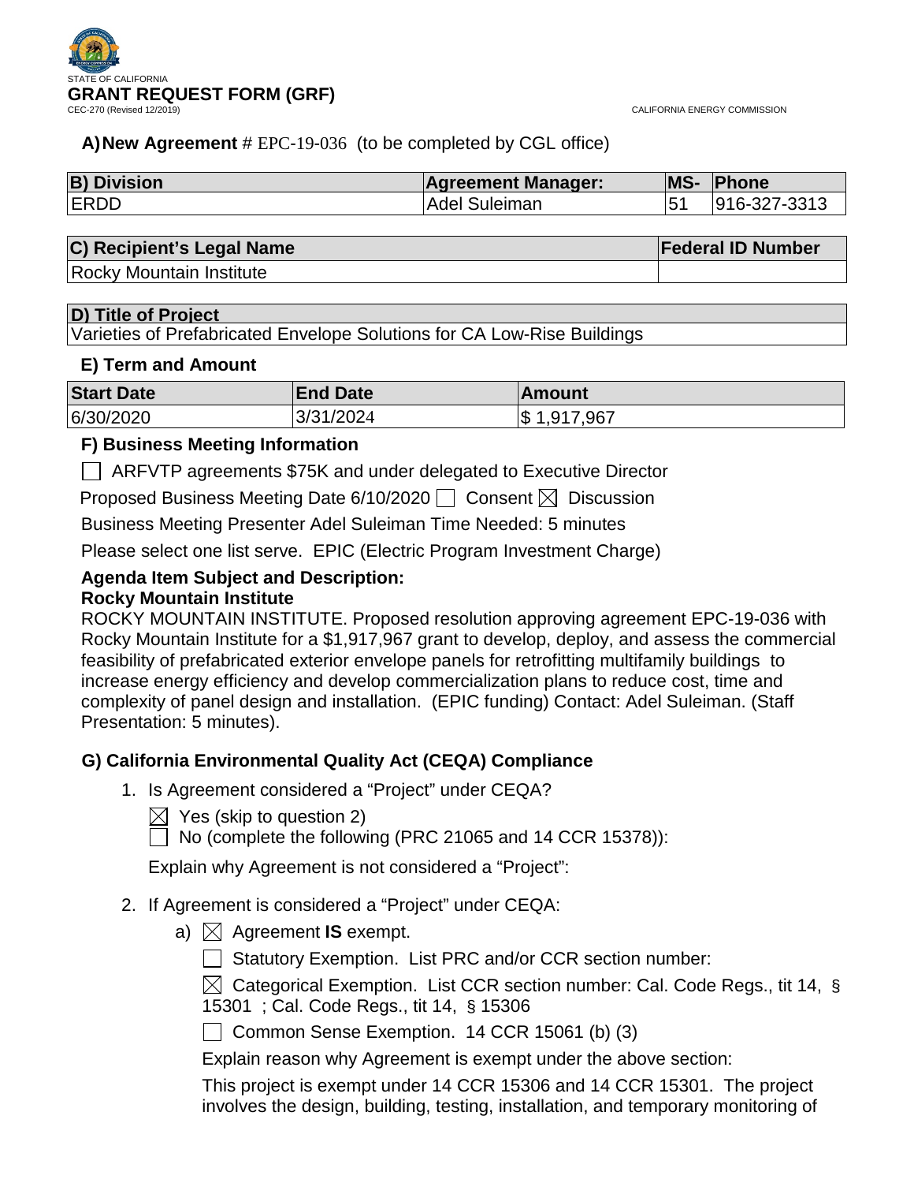STATE OF CALIFORNIA

# GRANT REQUEST FORM (GRF)

CEC-270 (Revised 12/2019)

CALIFORNIA ENERGY COMMISSION

### A) New Agreement # EPC-19-036 (to be completed by CGL office)

| B) Division | Agreement Manager: | MS- | Phone |
|---|---|---|---|
| ERDD | Adel Suleiman | 51 | 916-327-3313 |

| C) Recipient's Legal Name | Federal ID Number |
|---|---|
| Rocky Mountain Institute | |

| D) Title of Project |
|---|
| Varieties of Prefabricated Envelope Solutions for CA Low-Rise Buildings |

### E) Term and Amount

| Start Date | End Date | Amount |
|---|---|---|
| 6/30/2020 | 3/31/2024 | $ 1,917,967 |

### F) Business Meeting Information

☐ ARFVTP agreements $75K and under delegated to Executive Director

Proposed Business Meeting Date 6/10/2020 ☐ Consent ☒ Discussion

Business Meeting Presenter Adel Suleiman Time Needed: 5 minutes

Please select one list serve. EPIC (Electric Program Investment Charge)

**Agenda Item Subject and Description:**
**Rocky Mountain Institute**

ROCKY MOUNTAIN INSTITUTE. Proposed resolution approving agreement EPC-19-036 with Rocky Mountain Institute for a $1,917,967 grant to develop, deploy, and assess the commercial feasibility of prefabricated exterior envelope panels for retrofitting multifamily buildings to increase energy efficiency and develop commercialization plans to reduce cost, time and complexity of panel design and installation. (EPIC funding) Contact: Adel Suleiman. (Staff Presentation: 5 minutes).

### G) California Environmental Quality Act (CEQA) Compliance

1. Is Agreement considered a "Project" under CEQA?

   ☒ Yes (skip to question 2)
   ☐ No (complete the following (PRC 21065 and 14 CCR 15378)):

   Explain why Agreement is not considered a "Project":

2. If Agreement is considered a "Project" under CEQA:

   a) ☒ Agreement **IS** exempt.

      ☐ Statutory Exemption. List PRC and/or CCR section number:

      ☒ Categorical Exemption. List CCR section number: Cal. Code Regs., tit 14, § 15301 ; Cal. Code Regs., tit 14, § 15306

      ☐ Common Sense Exemption. 14 CCR 15061 (b) (3)

      Explain reason why Agreement is exempt under the above section:

      This project is exempt under 14 CCR 15306 and 14 CCR 15301. The project involves the design, building, testing, installation, and temporary monitoring of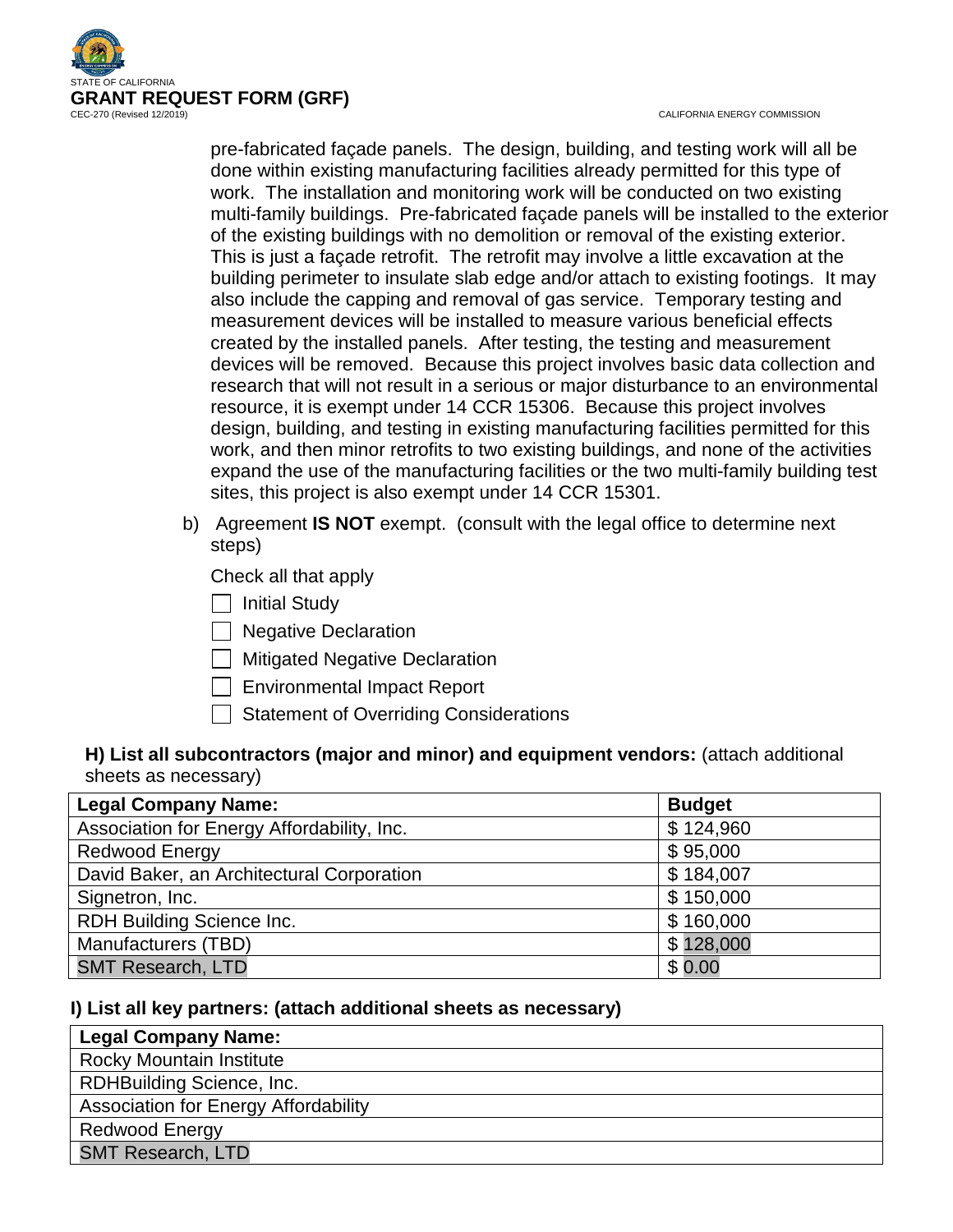pre-fabricated façade panels. The design, building, and testing work will all be done within existing manufacturing facilities already permitted for this type of work. The installation and monitoring work will be conducted on two existing multi-family buildings. Pre-fabricated façade panels will be installed to the exterior of the existing buildings with no demolition or removal of the existing exterior. This is just a façade retrofit. The retrofit may involve a little excavation at the building perimeter to insulate slab edge and/or attach to existing footings. It may also include the capping and removal of gas service. Temporary testing and measurement devices will be installed to measure various beneficial effects created by the installed panels. After testing, the testing and measurement devices will be removed. Because this project involves basic data collection and research that will not result in a serious or major disturbance to an environmental resource, it is exempt under 14 CCR 15306. Because this project involves design, building, and testing in existing manufacturing facilities permitted for this work, and then minor retrofits to two existing buildings, and none of the activities expand the use of the manufacturing facilities or the two multi-family building test sites, this project is also exempt under 14 CCR 15301.

b) Agreement **IS NOT** exempt. (consult with the legal office to determine next steps)

Check all that apply

- ☐ Initial Study
- ☐ Negative Declaration
- ☐ Mitigated Negative Declaration
- ☐ Environmental Impact Report
- ☐ Statement of Overriding Considerations

**H) List all subcontractors (major and minor) and equipment vendors:** (attach additional sheets as necessary)

| Legal Company Name: | Budget |
|---|---|
| Association for Energy Affordability, Inc. | $ 124,960 |
| Redwood Energy | $ 95,000 |
| David Baker, an Architectural Corporation | $ 184,007 |
| Signetron, Inc. | $ 150,000 |
| RDH Building Science Inc. | $ 160,000 |
| Manufacturers (TBD) | $ 128,000 |
| SMT Research, LTD | $ 0.00 |

**I) List all key partners: (attach additional sheets as necessary)**

| Legal Company Name: |
|---|
| Rocky Mountain Institute |
| RDHBuilding Science, Inc. |
| Association for Energy Affordability |
| Redwood Energy |
| SMT Research, LTD |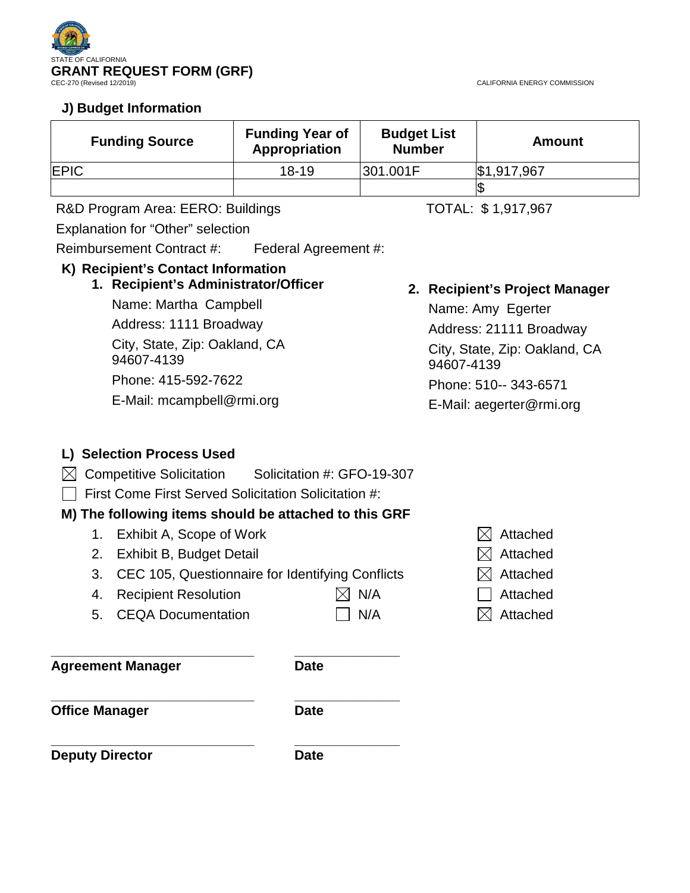STATE OF CALIFORNIA
**GRANT REQUEST FORM (GRF)**
CEC-270 (Revised 12/2019)

CALIFORNIA ENERGY COMMISSION

### J) Budget Information

| Funding Source | Funding Year of Appropriation | Budget List Number | Amount |
|---|---|---|---|
| EPIC | 18-19 | 301.001F | $1,917,967 |
| | | | $ |

R&D Program Area: EERO: Buildings

TOTAL: $ 1,917,967

Explanation for "Other" selection

Reimbursement Contract #: Federal Agreement #:

### K) Recipient's Contact Information

**1. Recipient's Administrator/Officer**

Name: Martha Campbell

Address: 1111 Broadway

City, State, Zip: Oakland, CA 94607-4139

Phone: 415-592-7622

E-Mail: mcampbell@rmi.org

**2. Recipient's Project Manager**

Name: Amy Egerter

Address: 21111 Broadway

City, State, Zip: Oakland, CA 94607-4139

Phone: 510-- 343-6571

E-Mail: aegerter@rmi.org

### L) Selection Process Used

☒ Competitive Solicitation Solicitation #: GFO-19-307

☐ First Come First Served Solicitation Solicitation #:

### M) The following items should be attached to this GRF

1. Exhibit A, Scope of Work ☒ Attached
2. Exhibit B, Budget Detail ☒ Attached
3. CEC 105, Questionnaire for Identifying Conflicts ☒ Attached
4. Recipient Resolution ☒ N/A ☐ Attached
5. CEQA Documentation ☐ N/A ☒ Attached

_____________________________ _______________

**Agreement Manager** **Date**

_____________________________ _______________

**Office Manager** **Date**

_____________________________ _______________

**Deputy Director** **Date**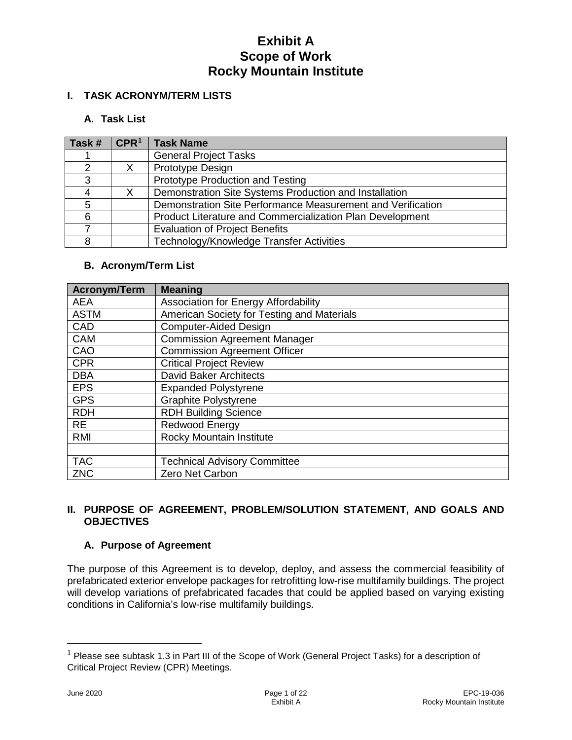# Exhibit A
# Scope of Work
# Rocky Mountain Institute

## I. TASK ACRONYM/TERM LISTS

### A. Task List

| Task # | CPR[1] | Task Name |
|---|---|---|
| 1 | | General Project Tasks |
| 2 | X | Prototype Design |
| 3 | | Prototype Production and Testing |
| 4 | X | Demonstration Site Systems Production and Installation |
| 5 | | Demonstration Site Performance Measurement and Verification |
| 6 | | Product Literature and Commercialization Plan Development |
| 7 | | Evaluation of Project Benefits |
| 8 | | Technology/Knowledge Transfer Activities |

### B. Acronym/Term List

| Acronym/Term | Meaning |
|---|---|
| AEA | Association for Energy Affordability |
| ASTM | American Society for Testing and Materials |
| CAD | Computer-Aided Design |
| CAM | Commission Agreement Manager |
| CAO | Commission Agreement Officer |
| CPR | Critical Project Review |
| DBA | David Baker Architects |
| EPS | Expanded Polystyrene |
| GPS | Graphite Polystyrene |
| RDH | RDH Building Science |
| RE | Redwood Energy |
| RMI | Rocky Mountain Institute |
| | |
| TAC | Technical Advisory Committee |
| ZNC | Zero Net Carbon |

## II. PURPOSE OF AGREEMENT, PROBLEM/SOLUTION STATEMENT, AND GOALS AND OBJECTIVES

### A. Purpose of Agreement

The purpose of this Agreement is to develop, deploy, and assess the commercial feasibility of prefabricated exterior envelope packages for retrofitting low-rise multifamily buildings. The project will develop variations of prefabricated facades that could be applied based on varying existing conditions in California's low-rise multifamily buildings.

[1] Please see subtask 1.3 in Part III of the Scope of Work (General Project Tasks) for a description of Critical Project Review (CPR) Meetings.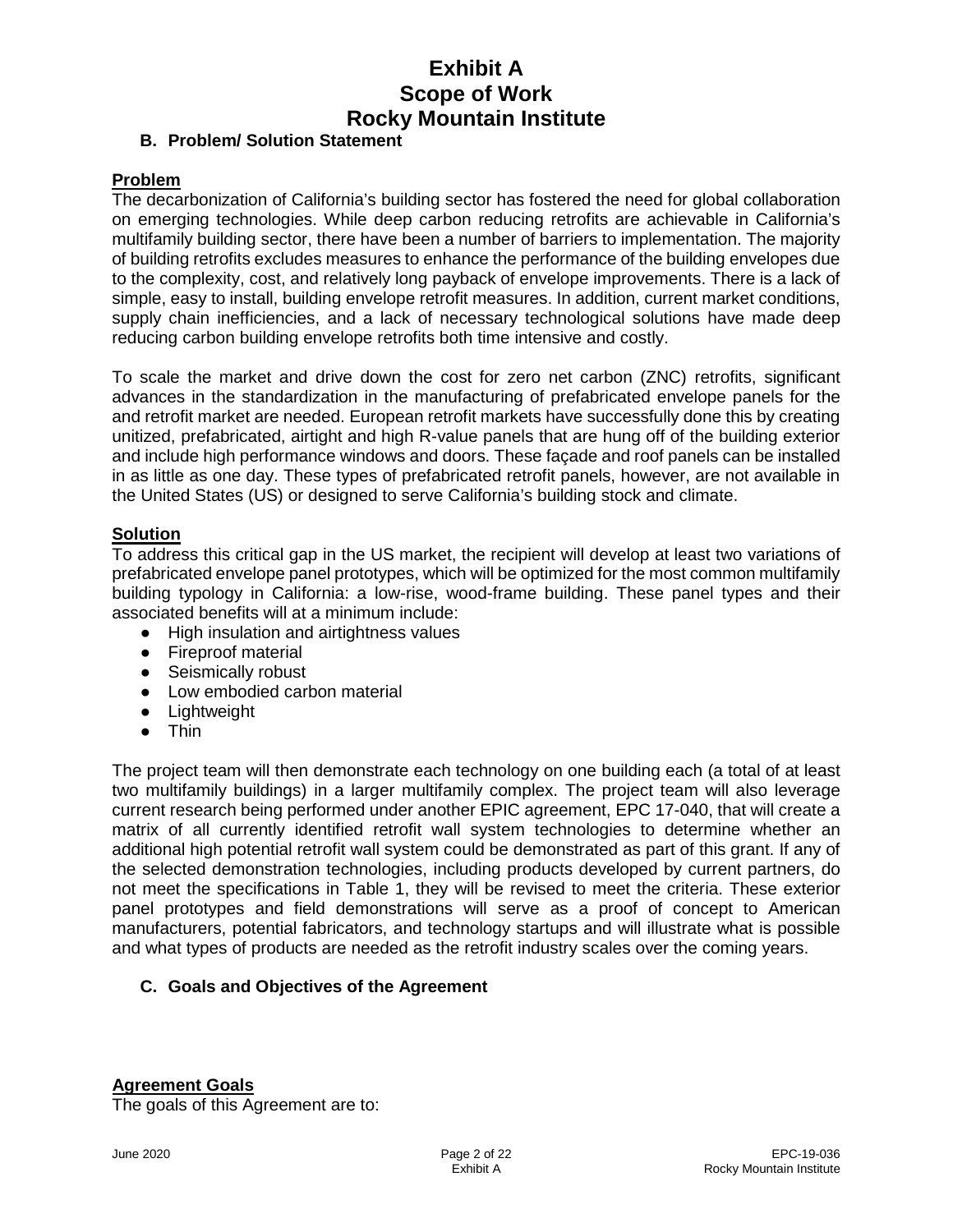## B. Problem/ Solution Statement

**Problem**

The decarbonization of California's building sector has fostered the need for global collaboration on emerging technologies. While deep carbon reducing retrofits are achievable in California's multifamily building sector, there have been a number of barriers to implementation. The majority of building retrofits excludes measures to enhance the performance of the building envelopes due to the complexity, cost, and relatively long payback of envelope improvements. There is a lack of simple, easy to install, building envelope retrofit measures. In addition, current market conditions, supply chain inefficiencies, and a lack of necessary technological solutions have made deep reducing carbon building envelope retrofits both time intensive and costly.

To scale the market and drive down the cost for zero net carbon (ZNC) retrofits, significant advances in the standardization in the manufacturing of prefabricated envelope panels for the and retrofit market are needed. European retrofit markets have successfully done this by creating unitized, prefabricated, airtight and high R-value panels that are hung off of the building exterior and include high performance windows and doors. These façade and roof panels can be installed in as little as one day. These types of prefabricated retrofit panels, however, are not available in the United States (US) or designed to serve California's building stock and climate.

**Solution**

To address this critical gap in the US market, the recipient will develop at least two variations of prefabricated envelope panel prototypes, which will be optimized for the most common multifamily building typology in California: a low-rise, wood-frame building. These panel types and their associated benefits will at a minimum include:

- High insulation and airtightness values
- Fireproof material
- Seismically robust
- Low embodied carbon material
- Lightweight
- Thin

The project team will then demonstrate each technology on one building each (a total of at least two multifamily buildings) in a larger multifamily complex. The project team will also leverage current research being performed under another EPIC agreement, EPC 17-040, that will create a matrix of all currently identified retrofit wall system technologies to determine whether an additional high potential retrofit wall system could be demonstrated as part of this grant. If any of the selected demonstration technologies, including products developed by current partners, do not meet the specifications in Table 1, they will be revised to meet the criteria. These exterior panel prototypes and field demonstrations will serve as a proof of concept to American manufacturers, potential fabricators, and technology startups and will illustrate what is possible and what types of products are needed as the retrofit industry scales over the coming years.

## C. Goals and Objectives of the Agreement

**Agreement Goals**

The goals of this Agreement are to: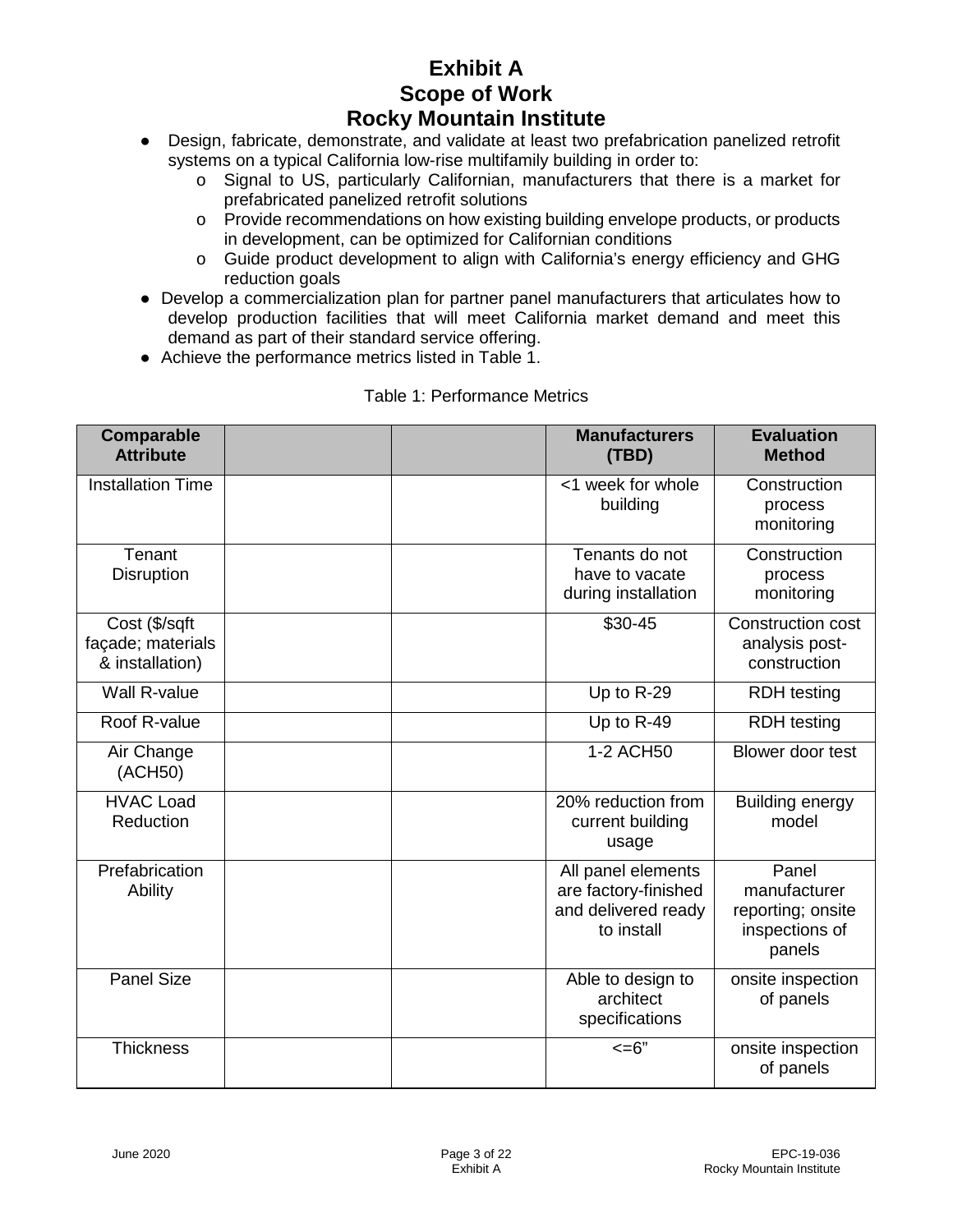- Design, fabricate, demonstrate, and validate at least two prefabrication panelized retrofit systems on a typical California low-rise multifamily building in order to:
    - Signal to US, particularly Californian, manufacturers that there is a market for prefabricated panelized retrofit solutions
    - Provide recommendations on how existing building envelope products, or products in development, can be optimized for Californian conditions
    - Guide product development to align with California's energy efficiency and GHG reduction goals
- Develop a commercialization plan for partner panel manufacturers that articulates how to develop production facilities that will meet California market demand and meet this demand as part of their standard service offering.
- Achieve the performance metrics listed in Table 1.

Table 1: Performance Metrics

| Comparable Attribute | | | Manufacturers (TBD) | Evaluation Method |
|---|---|---|---|---|
| Installation Time | | | <1 week for whole building | Construction process monitoring |
| Tenant Disruption | | | Tenants do not have to vacate during installation | Construction process monitoring |
| Cost ($/sqft façade; materials & installation) | | | $30-45 | Construction cost analysis post-construction |
| Wall R-value | | | Up to R-29 | RDH testing |
| Roof R-value | | | Up to R-49 | RDH testing |
| Air Change (ACH50) | | | 1-2 ACH50 | Blower door test |
| HVAC Load Reduction | | | 20% reduction from current building usage | Building energy model |
| Prefabrication Ability | | | All panel elements are factory-finished and delivered ready to install | Panel manufacturer reporting; onsite inspections of panels |
| Panel Size | | | Able to design to architect specifications | onsite inspection of panels |
| Thickness | | | <=6" | onsite inspection of panels |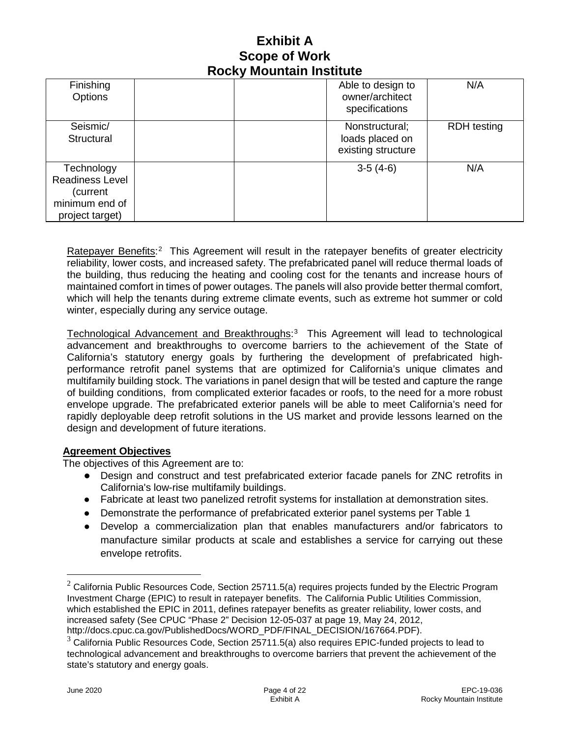| Finishing Options | | | Able to design to owner/architect specifications | N/A |
|---|---|---|---|---|
| Seismic/ Structural | | | Nonstructural; loads placed on existing structure | RDH testing |
| Technology Readiness Level (current minimum end of project target) | | | 3-5 (4-6) | N/A |

Ratepayer Benefits:[2] This Agreement will result in the ratepayer benefits of greater electricity reliability, lower costs, and increased safety. The prefabricated panel will reduce thermal loads of the building, thus reducing the heating and cooling cost for the tenants and increase hours of maintained comfort in times of power outages. The panels will also provide better thermal comfort, which will help the tenants during extreme climate events, such as extreme hot summer or cold winter, especially during any service outage.

Technological Advancement and Breakthroughs:[3] This Agreement will lead to technological advancement and breakthroughs to overcome barriers to the achievement of the State of California's statutory energy goals by furthering the development of prefabricated high-performance retrofit panel systems that are optimized for California's unique climates and multifamily building stock. The variations in panel design that will be tested and capture the range of building conditions, from complicated exterior facades or roofs, to the need for a more robust envelope upgrade. The prefabricated exterior panels will be able to meet California's need for rapidly deployable deep retrofit solutions in the US market and provide lessons learned on the design and development of future iterations.

**Agreement Objectives**

The objectives of this Agreement are to:

- Design and construct and test prefabricated exterior facade panels for ZNC retrofits in California's low-rise multifamily buildings.
- Fabricate at least two panelized retrofit systems for installation at demonstration sites.
- Demonstrate the performance of prefabricated exterior panel systems per Table 1
- Develop a commercialization plan that enables manufacturers and/or fabricators to manufacture similar products at scale and establishes a service for carrying out these envelope retrofits.

---

[2] California Public Resources Code, Section 25711.5(a) requires projects funded by the Electric Program Investment Charge (EPIC) to result in ratepayer benefits. The California Public Utilities Commission, which established the EPIC in 2011, defines ratepayer benefits as greater reliability, lower costs, and increased safety (See CPUC "Phase 2" Decision 12-05-037 at page 19, May 24, 2012, http://docs.cpuc.ca.gov/PublishedDocs/WORD_PDF/FINAL_DECISION/167664.PDF).

[3] California Public Resources Code, Section 25711.5(a) also requires EPIC-funded projects to lead to technological advancement and breakthroughs to overcome barriers that prevent the achievement of the state's statutory and energy goals.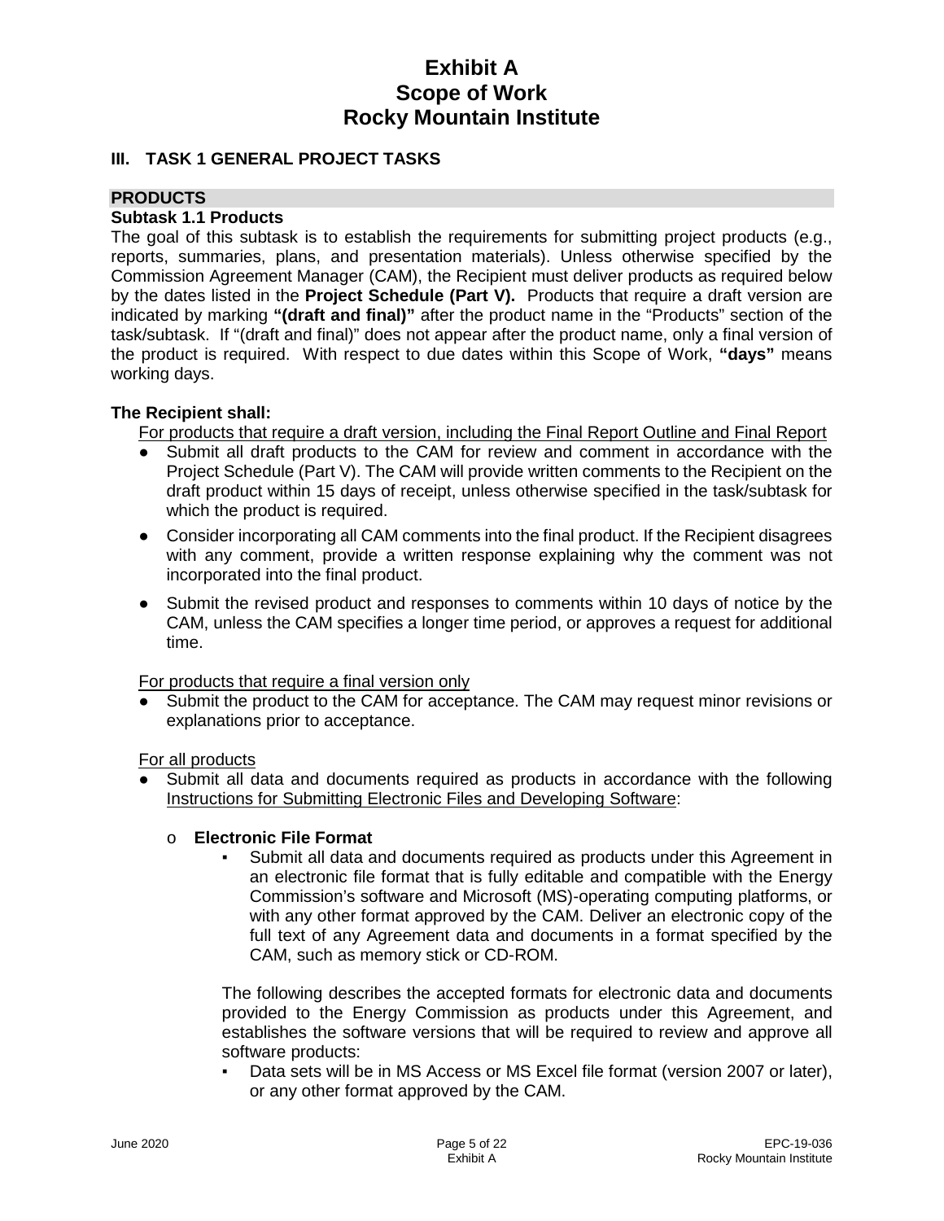# Exhibit A
# Scope of Work
# Rocky Mountain Institute

## III. TASK 1 GENERAL PROJECT TASKS

### PRODUCTS

**Subtask 1.1 Products**

The goal of this subtask is to establish the requirements for submitting project products (e.g., reports, summaries, plans, and presentation materials). Unless otherwise specified by the Commission Agreement Manager (CAM), the Recipient must deliver products as required below by the dates listed in the **Project Schedule (Part V).** Products that require a draft version are indicated by marking **"(draft and final)"** after the product name in the "Products" section of the task/subtask. If "(draft and final)" does not appear after the product name, only a final version of the product is required. With respect to due dates within this Scope of Work, **"days"** means working days.

**The Recipient shall:**

For products that require a draft version, including the Final Report Outline and Final Report

- Submit all draft products to the CAM for review and comment in accordance with the Project Schedule (Part V). The CAM will provide written comments to the Recipient on the draft product within 15 days of receipt, unless otherwise specified in the task/subtask for which the product is required.
- Consider incorporating all CAM comments into the final product. If the Recipient disagrees with any comment, provide a written response explaining why the comment was not incorporated into the final product.
- Submit the revised product and responses to comments within 10 days of notice by the CAM, unless the CAM specifies a longer time period, or approves a request for additional time.

For products that require a final version only

- Submit the product to the CAM for acceptance. The CAM may request minor revisions or explanations prior to acceptance.

For all products

- Submit all data and documents required as products in accordance with the following Instructions for Submitting Electronic Files and Developing Software:
    - **Electronic File Format**
        - Submit all data and documents required as products under this Agreement in an electronic file format that is fully editable and compatible with the Energy Commission's software and Microsoft (MS)-operating computing platforms, or with any other format approved by the CAM. Deliver an electronic copy of the full text of any Agreement data and documents in a format specified by the CAM, such as memory stick or CD-ROM.

        The following describes the accepted formats for electronic data and documents provided to the Energy Commission as products under this Agreement, and establishes the software versions that will be required to review and approve all software products:

        - Data sets will be in MS Access or MS Excel file format (version 2007 or later), or any other format approved by the CAM.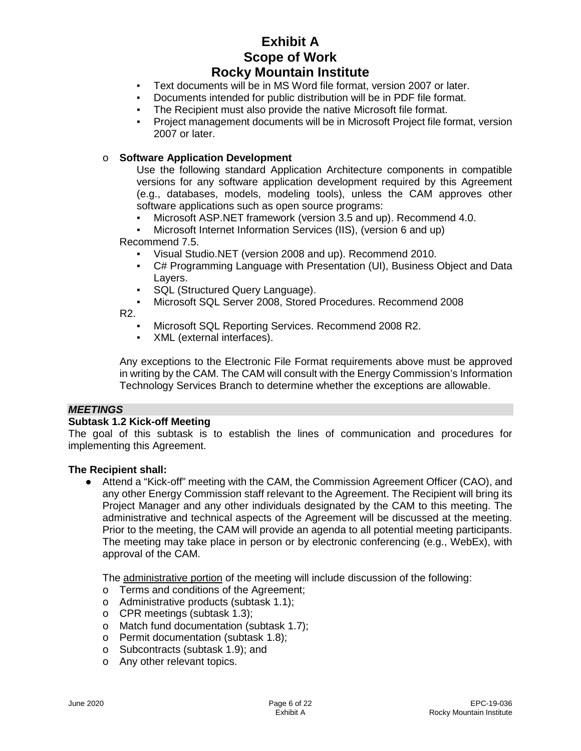- Text documents will be in MS Word file format, version 2007 or later.
- Documents intended for public distribution will be in PDF file format.
- The Recipient must also provide the native Microsoft file format.
- Project management documents will be in Microsoft Project file format, version 2007 or later.

- **Software Application Development**

  Use the following standard Application Architecture components in compatible versions for any software application development required by this Agreement (e.g., databases, models, modeling tools), unless the CAM approves other software applications such as open source programs:
  - Microsoft ASP.NET framework (version 3.5 and up). Recommend 4.0.
  - Microsoft Internet Information Services (IIS), (version 6 and up) Recommend 7.5.
  - Visual Studio.NET (version 2008 and up). Recommend 2010.
  - C# Programming Language with Presentation (UI), Business Object and Data Layers.
  - SQL (Structured Query Language).
  - Microsoft SQL Server 2008, Stored Procedures. Recommend 2008 R2.
  - Microsoft SQL Reporting Services. Recommend 2008 R2.
  - XML (external interfaces).

  Any exceptions to the Electronic File Format requirements above must be approved in writing by the CAM. The CAM will consult with the Energy Commission's Information Technology Services Branch to determine whether the exceptions are allowable.

***MEETINGS***

**Subtask 1.2 Kick-off Meeting**

The goal of this subtask is to establish the lines of communication and procedures for implementing this Agreement.

**The Recipient shall:**

- Attend a "Kick-off" meeting with the CAM, the Commission Agreement Officer (CAO), and any other Energy Commission staff relevant to the Agreement. The Recipient will bring its Project Manager and any other individuals designated by the CAM to this meeting. The administrative and technical aspects of the Agreement will be discussed at the meeting. Prior to the meeting, the CAM will provide an agenda to all potential meeting participants. The meeting may take place in person or by electronic conferencing (e.g., WebEx), with approval of the CAM.

  The administrative portion of the meeting will include discussion of the following:
  - Terms and conditions of the Agreement;
  - Administrative products (subtask 1.1);
  - CPR meetings (subtask 1.3);
  - Match fund documentation (subtask 1.7);
  - Permit documentation (subtask 1.8);
  - Subcontracts (subtask 1.9); and
  - Any other relevant topics.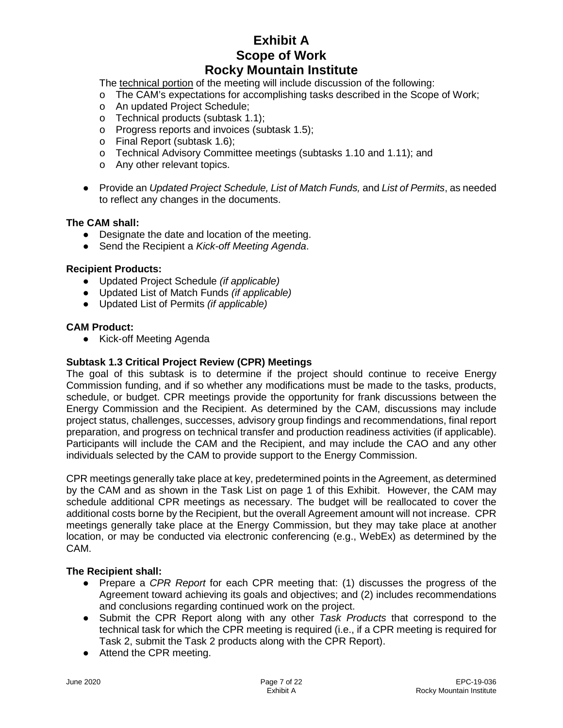The technical portion of the meeting will include discussion of the following:

- The CAM's expectations for accomplishing tasks described in the Scope of Work;
- An updated Project Schedule;
- Technical products (subtask 1.1);
- Progress reports and invoices (subtask 1.5);
- Final Report (subtask 1.6);
- Technical Advisory Committee meetings (subtasks 1.10 and 1.11); and
- Any other relevant topics.

- Provide an *Updated Project Schedule, List of Match Funds,* and *List of Permits*, as needed to reflect any changes in the documents.

**The CAM shall:**

- Designate the date and location of the meeting.
- Send the Recipient a *Kick-off Meeting Agenda*.

**Recipient Products:**

- Updated Project Schedule *(if applicable)*
- Updated List of Match Funds *(if applicable)*
- Updated List of Permits *(if applicable)*

**CAM Product:**

- Kick-off Meeting Agenda

### Subtask 1.3 Critical Project Review (CPR) Meetings

The goal of this subtask is to determine if the project should continue to receive Energy Commission funding, and if so whether any modifications must be made to the tasks, products, schedule, or budget. CPR meetings provide the opportunity for frank discussions between the Energy Commission and the Recipient. As determined by the CAM, discussions may include project status, challenges, successes, advisory group findings and recommendations, final report preparation, and progress on technical transfer and production readiness activities (if applicable). Participants will include the CAM and the Recipient, and may include the CAO and any other individuals selected by the CAM to provide support to the Energy Commission.

CPR meetings generally take place at key, predetermined points in the Agreement, as determined by the CAM and as shown in the Task List on page 1 of this Exhibit. However, the CAM may schedule additional CPR meetings as necessary. The budget will be reallocated to cover the additional costs borne by the Recipient, but the overall Agreement amount will not increase. CPR meetings generally take place at the Energy Commission, but they may take place at another location, or may be conducted via electronic conferencing (e.g., WebEx) as determined by the CAM.

**The Recipient shall:**

- Prepare a *CPR Report* for each CPR meeting that: (1) discusses the progress of the Agreement toward achieving its goals and objectives; and (2) includes recommendations and conclusions regarding continued work on the project.
- Submit the CPR Report along with any other *Task Products* that correspond to the technical task for which the CPR meeting is required (i.e., if a CPR meeting is required for Task 2, submit the Task 2 products along with the CPR Report).
- Attend the CPR meeting.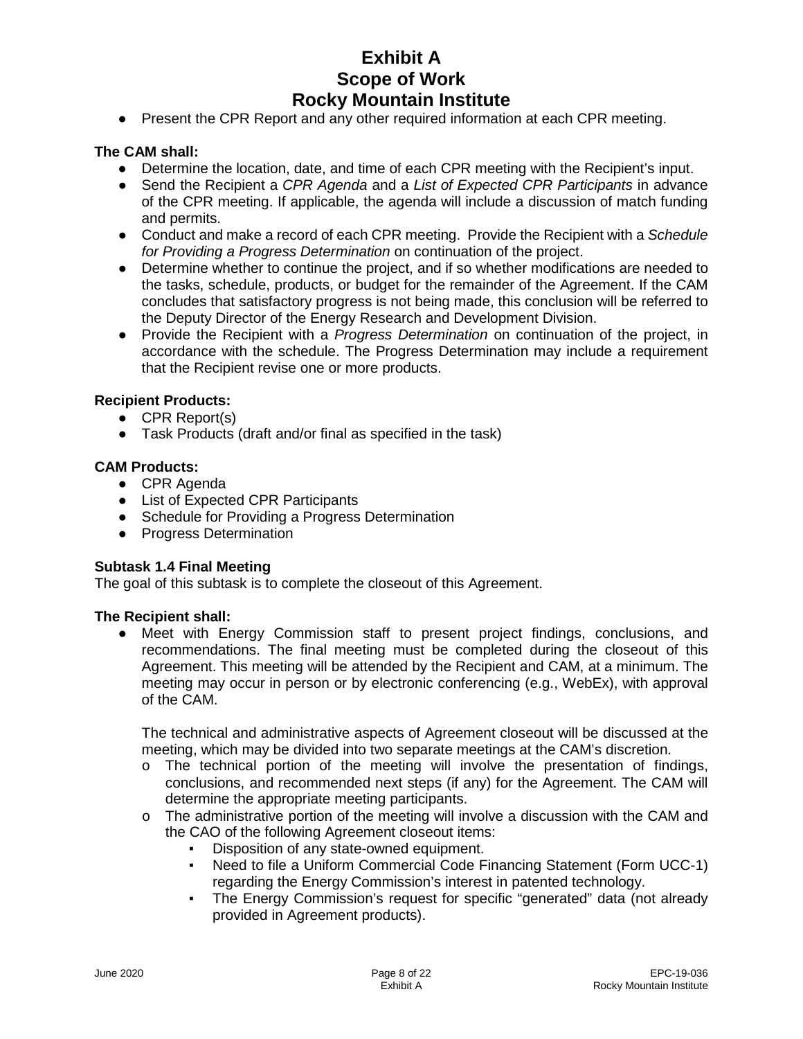- Present the CPR Report and any other required information at each CPR meeting.

**The CAM shall:**

- Determine the location, date, and time of each CPR meeting with the Recipient's input.
- Send the Recipient a *CPR Agenda* and a *List of Expected CPR Participants* in advance of the CPR meeting. If applicable, the agenda will include a discussion of match funding and permits.
- Conduct and make a record of each CPR meeting. Provide the Recipient with a *Schedule for Providing a Progress Determination* on continuation of the project.
- Determine whether to continue the project, and if so whether modifications are needed to the tasks, schedule, products, or budget for the remainder of the Agreement. If the CAM concludes that satisfactory progress is not being made, this conclusion will be referred to the Deputy Director of the Energy Research and Development Division.
- Provide the Recipient with a *Progress Determination* on continuation of the project, in accordance with the schedule. The Progress Determination may include a requirement that the Recipient revise one or more products.

**Recipient Products:**

- CPR Report(s)
- Task Products (draft and/or final as specified in the task)

**CAM Products:**

- CPR Agenda
- List of Expected CPR Participants
- Schedule for Providing a Progress Determination
- Progress Determination

**Subtask 1.4 Final Meeting**

The goal of this subtask is to complete the closeout of this Agreement.

**The Recipient shall:**

- Meet with Energy Commission staff to present project findings, conclusions, and recommendations. The final meeting must be completed during the closeout of this Agreement. This meeting will be attended by the Recipient and CAM, at a minimum. The meeting may occur in person or by electronic conferencing (e.g., WebEx), with approval of the CAM.

  The technical and administrative aspects of Agreement closeout will be discussed at the meeting, which may be divided into two separate meetings at the CAM's discretion.

  - The technical portion of the meeting will involve the presentation of findings, conclusions, and recommended next steps (if any) for the Agreement. The CAM will determine the appropriate meeting participants.
  - The administrative portion of the meeting will involve a discussion with the CAM and the CAO of the following Agreement closeout items:
    - Disposition of any state-owned equipment.
    - Need to file a Uniform Commercial Code Financing Statement (Form UCC-1) regarding the Energy Commission's interest in patented technology.
    - The Energy Commission's request for specific "generated" data (not already provided in Agreement products).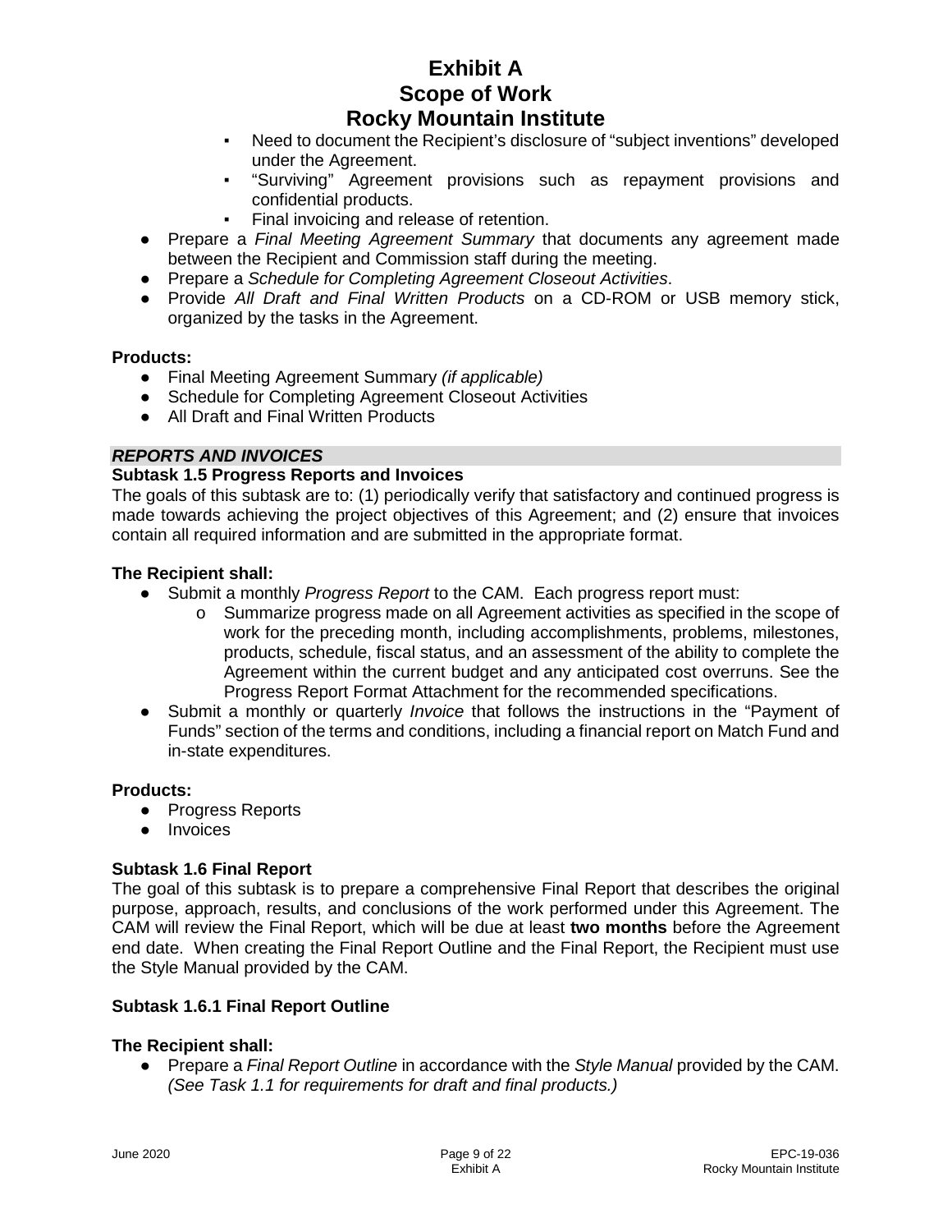- Need to document the Recipient's disclosure of "subject inventions" developed under the Agreement.
  - "Surviving" Agreement provisions such as repayment provisions and confidential products.
  - Final invoicing and release of retention.
- Prepare a *Final Meeting Agreement Summary* that documents any agreement made between the Recipient and Commission staff during the meeting.
- Prepare a *Schedule for Completing Agreement Closeout Activities*.
- Provide *All Draft and Final Written Products* on a CD-ROM or USB memory stick, organized by the tasks in the Agreement.

**Products:**

- Final Meeting Agreement Summary *(if applicable)*
- Schedule for Completing Agreement Closeout Activities
- All Draft and Final Written Products

***REPORTS AND INVOICES***

**Subtask 1.5 Progress Reports and Invoices**

The goals of this subtask are to: (1) periodically verify that satisfactory and continued progress is made towards achieving the project objectives of this Agreement; and (2) ensure that invoices contain all required information and are submitted in the appropriate format.

**The Recipient shall:**

- Submit a monthly *Progress Report* to the CAM. Each progress report must:
  - Summarize progress made on all Agreement activities as specified in the scope of work for the preceding month, including accomplishments, problems, milestones, products, schedule, fiscal status, and an assessment of the ability to complete the Agreement within the current budget and any anticipated cost overruns. See the Progress Report Format Attachment for the recommended specifications.
- Submit a monthly or quarterly *Invoice* that follows the instructions in the "Payment of Funds" section of the terms and conditions, including a financial report on Match Fund and in-state expenditures.

**Products:**

- Progress Reports
- Invoices

**Subtask 1.6 Final Report**

The goal of this subtask is to prepare a comprehensive Final Report that describes the original purpose, approach, results, and conclusions of the work performed under this Agreement. The CAM will review the Final Report, which will be due at least **two months** before the Agreement end date. When creating the Final Report Outline and the Final Report, the Recipient must use the Style Manual provided by the CAM.

**Subtask 1.6.1 Final Report Outline**

**The Recipient shall:**

- Prepare a *Final Report Outline* in accordance with the *Style Manual* provided by the CAM. *(See Task 1.1 for requirements for draft and final products.)*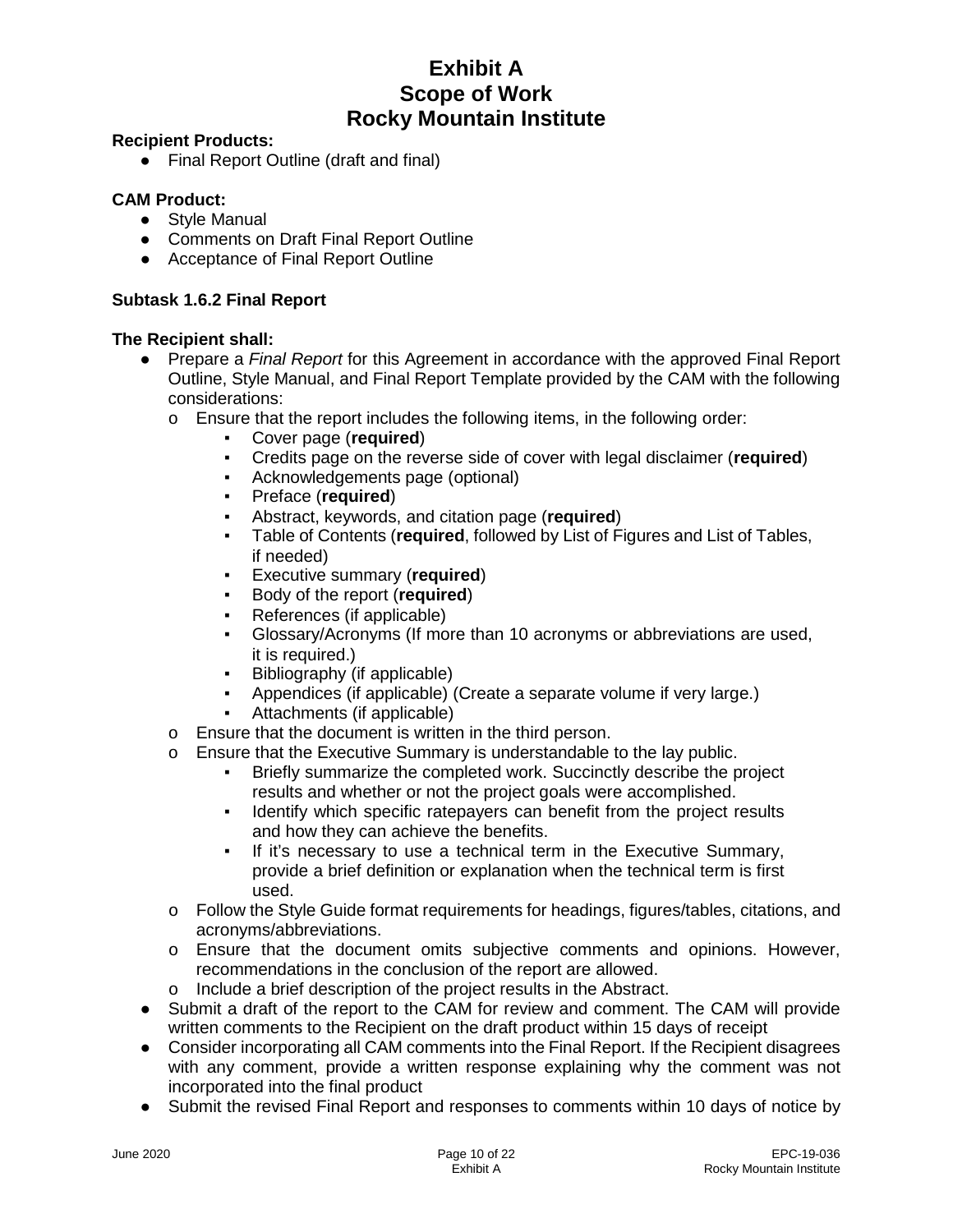**Recipient Products:**

- Final Report Outline (draft and final)

**CAM Product:**

- Style Manual
- Comments on Draft Final Report Outline
- Acceptance of Final Report Outline

**Subtask 1.6.2 Final Report**

**The Recipient shall:**

- Prepare a *Final Report* for this Agreement in accordance with the approved Final Report Outline, Style Manual, and Final Report Template provided by the CAM with the following considerations:
  - Ensure that the report includes the following items, in the following order:
    - Cover page (**required**)
    - Credits page on the reverse side of cover with legal disclaimer (**required**)
    - Acknowledgements page (optional)
    - Preface (**required**)
    - Abstract, keywords, and citation page (**required**)
    - Table of Contents (**required**, followed by List of Figures and List of Tables, if needed)
    - Executive summary (**required**)
    - Body of the report (**required**)
    - References (if applicable)
    - Glossary/Acronyms (If more than 10 acronyms or abbreviations are used, it is required.)
    - Bibliography (if applicable)
    - Appendices (if applicable) (Create a separate volume if very large.)
    - Attachments (if applicable)
  - Ensure that the document is written in the third person.
  - Ensure that the Executive Summary is understandable to the lay public.
    - Briefly summarize the completed work. Succinctly describe the project results and whether or not the project goals were accomplished.
    - Identify which specific ratepayers can benefit from the project results and how they can achieve the benefits.
    - If it's necessary to use a technical term in the Executive Summary, provide a brief definition or explanation when the technical term is first used.
  - Follow the Style Guide format requirements for headings, figures/tables, citations, and acronyms/abbreviations.
  - Ensure that the document omits subjective comments and opinions. However, recommendations in the conclusion of the report are allowed.
  - Include a brief description of the project results in the Abstract.
- Submit a draft of the report to the CAM for review and comment. The CAM will provide written comments to the Recipient on the draft product within 15 days of receipt
- Consider incorporating all CAM comments into the Final Report. If the Recipient disagrees with any comment, provide a written response explaining why the comment was not incorporated into the final product
- Submit the revised Final Report and responses to comments within 10 days of notice by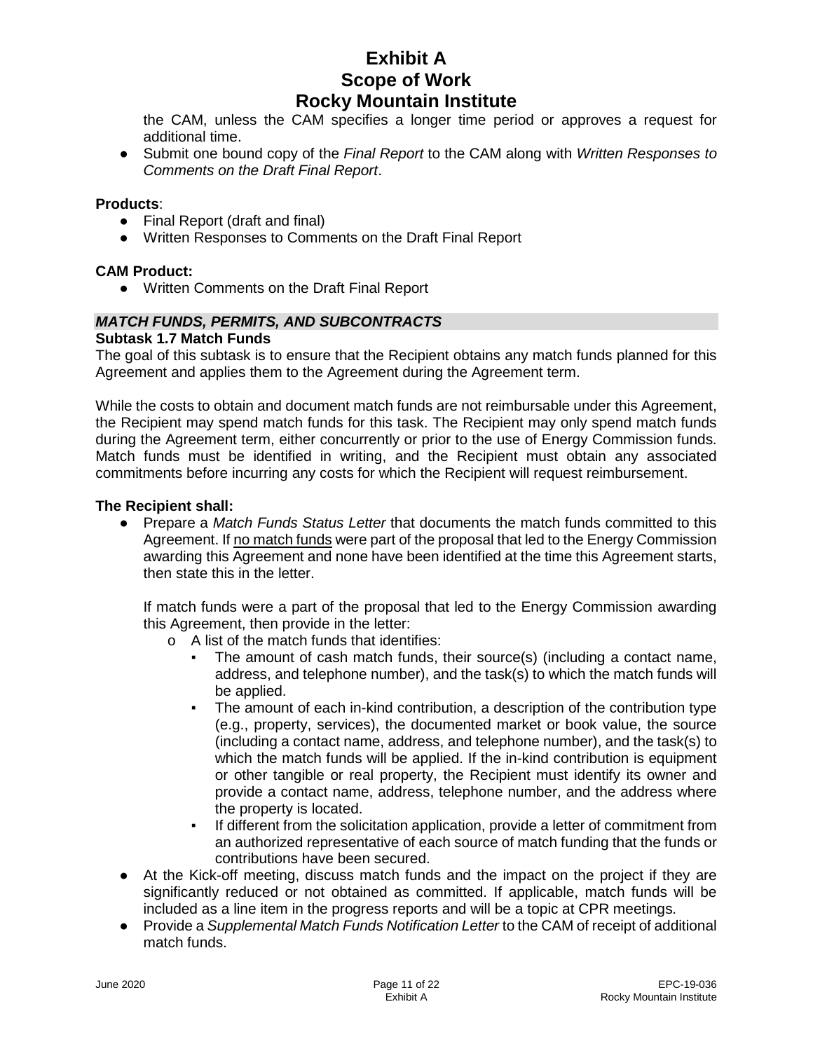the CAM, unless the CAM specifies a longer time period or approves a request for additional time.

- Submit one bound copy of the *Final Report* to the CAM along with *Written Responses to Comments on the Draft Final Report*.

**Products**:

- Final Report (draft and final)
- Written Responses to Comments on the Draft Final Report

**CAM Product:**

- Written Comments on the Draft Final Report

***MATCH FUNDS, PERMITS, AND SUBCONTRACTS***

**Subtask 1.7 Match Funds**

The goal of this subtask is to ensure that the Recipient obtains any match funds planned for this Agreement and applies them to the Agreement during the Agreement term.

While the costs to obtain and document match funds are not reimbursable under this Agreement, the Recipient may spend match funds for this task. The Recipient may only spend match funds during the Agreement term, either concurrently or prior to the use of Energy Commission funds. Match funds must be identified in writing, and the Recipient must obtain any associated commitments before incurring any costs for which the Recipient will request reimbursement.

**The Recipient shall:**

- Prepare a *Match Funds Status Letter* that documents the match funds committed to this Agreement. If <u>no match funds</u> were part of the proposal that led to the Energy Commission awarding this Agreement and none have been identified at the time this Agreement starts, then state this in the letter.

  If match funds were a part of the proposal that led to the Energy Commission awarding this Agreement, then provide in the letter:

  - A list of the match funds that identifies:
    - The amount of cash match funds, their source(s) (including a contact name, address, and telephone number), and the task(s) to which the match funds will be applied.
    - The amount of each in-kind contribution, a description of the contribution type (e.g., property, services), the documented market or book value, the source (including a contact name, address, and telephone number), and the task(s) to which the match funds will be applied. If the in-kind contribution is equipment or other tangible or real property, the Recipient must identify its owner and provide a contact name, address, telephone number, and the address where the property is located.
    - If different from the solicitation application, provide a letter of commitment from an authorized representative of each source of match funding that the funds or contributions have been secured.
- At the Kick-off meeting, discuss match funds and the impact on the project if they are significantly reduced or not obtained as committed. If applicable, match funds will be included as a line item in the progress reports and will be a topic at CPR meetings.
- Provide a *Supplemental Match Funds Notification Letter* to the CAM of receipt of additional match funds.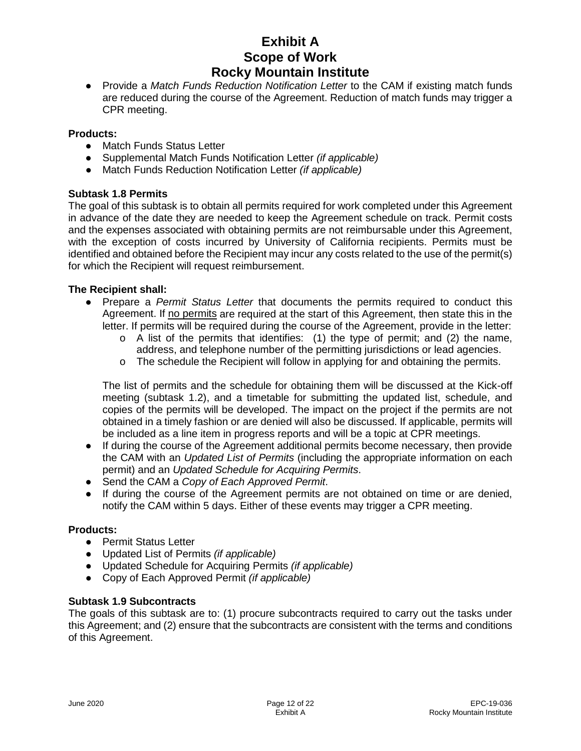- Provide a *Match Funds Reduction Notification Letter* to the CAM if existing match funds are reduced during the course of the Agreement. Reduction of match funds may trigger a CPR meeting.

**Products:**

- Match Funds Status Letter
- Supplemental Match Funds Notification Letter *(if applicable)*
- Match Funds Reduction Notification Letter *(if applicable)*

**Subtask 1.8 Permits**

The goal of this subtask is to obtain all permits required for work completed under this Agreement in advance of the date they are needed to keep the Agreement schedule on track. Permit costs and the expenses associated with obtaining permits are not reimbursable under this Agreement, with the exception of costs incurred by University of California recipients. Permits must be identified and obtained before the Recipient may incur any costs related to the use of the permit(s) for which the Recipient will request reimbursement.

**The Recipient shall:**

- Prepare a *Permit Status Letter* that documents the permits required to conduct this Agreement. If <u>no permits</u> are required at the start of this Agreement, then state this in the letter. If permits will be required during the course of the Agreement, provide in the letter:
  - o A list of the permits that identifies: (1) the type of permit; and (2) the name, address, and telephone number of the permitting jurisdictions or lead agencies.
  - o The schedule the Recipient will follow in applying for and obtaining the permits.

  The list of permits and the schedule for obtaining them will be discussed at the Kick-off meeting (subtask 1.2), and a timetable for submitting the updated list, schedule, and copies of the permits will be developed. The impact on the project if the permits are not obtained in a timely fashion or are denied will also be discussed. If applicable, permits will be included as a line item in progress reports and will be a topic at CPR meetings.
- If during the course of the Agreement additional permits become necessary, then provide the CAM with an *Updated List of Permits* (including the appropriate information on each permit) and an *Updated Schedule for Acquiring Permits*.
- Send the CAM a *Copy of Each Approved Permit*.
- If during the course of the Agreement permits are not obtained on time or are denied, notify the CAM within 5 days. Either of these events may trigger a CPR meeting.

**Products:**

- Permit Status Letter
- Updated List of Permits *(if applicable)*
- Updated Schedule for Acquiring Permits *(if applicable)*
- Copy of Each Approved Permit *(if applicable)*

**Subtask 1.9 Subcontracts**

The goals of this subtask are to: (1) procure subcontracts required to carry out the tasks under this Agreement; and (2) ensure that the subcontracts are consistent with the terms and conditions of this Agreement.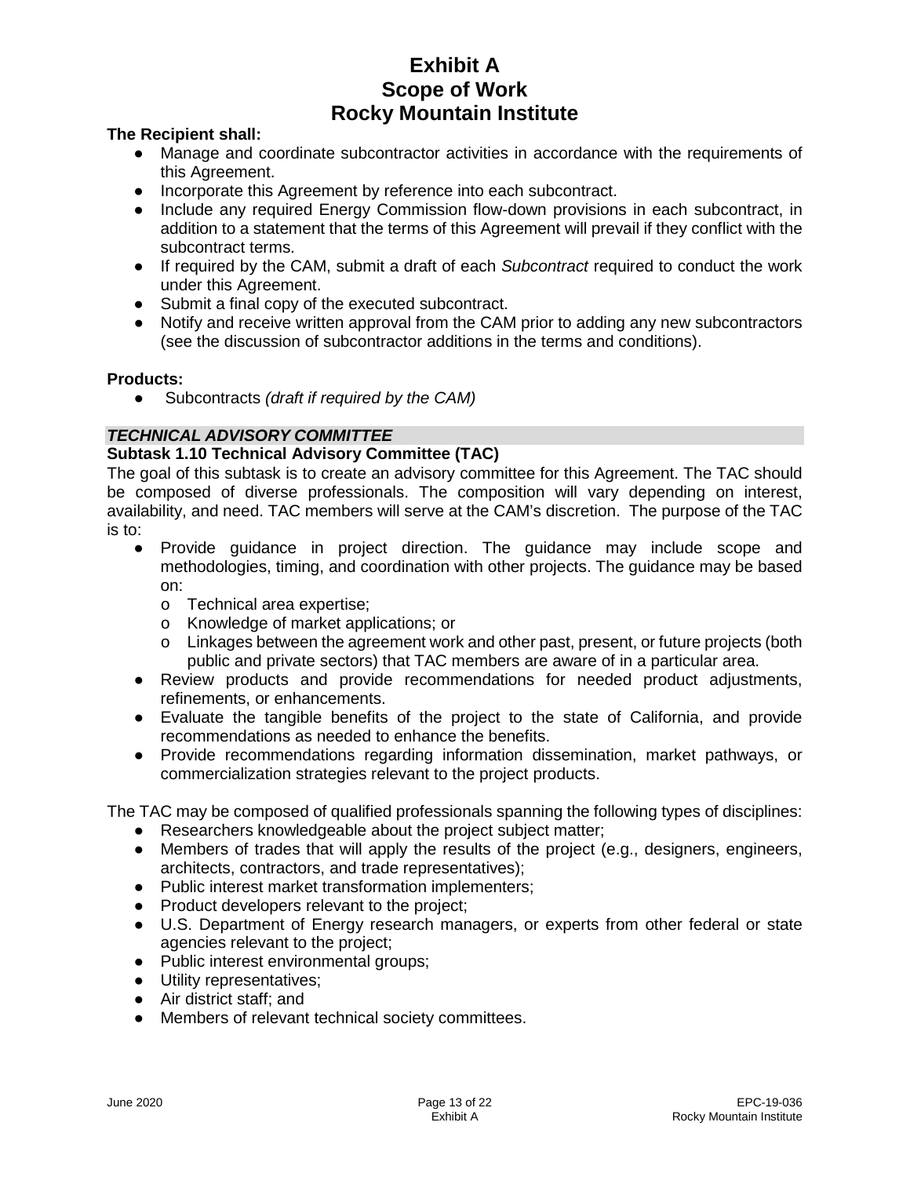**The Recipient shall:**

- Manage and coordinate subcontractor activities in accordance with the requirements of this Agreement.
- Incorporate this Agreement by reference into each subcontract.
- Include any required Energy Commission flow-down provisions in each subcontract, in addition to a statement that the terms of this Agreement will prevail if they conflict with the subcontract terms.
- If required by the CAM, submit a draft of each *Subcontract* required to conduct the work under this Agreement.
- Submit a final copy of the executed subcontract.
- Notify and receive written approval from the CAM prior to adding any new subcontractors (see the discussion of subcontractor additions in the terms and conditions).

**Products:**

- Subcontracts *(draft if required by the CAM)*

***TECHNICAL ADVISORY COMMITTEE***

**Subtask 1.10 Technical Advisory Committee (TAC)**

The goal of this subtask is to create an advisory committee for this Agreement. The TAC should be composed of diverse professionals. The composition will vary depending on interest, availability, and need. TAC members will serve at the CAM's discretion. The purpose of the TAC is to:

- Provide guidance in project direction. The guidance may include scope and methodologies, timing, and coordination with other projects. The guidance may be based on:
  - o Technical area expertise;
  - o Knowledge of market applications; or
  - o Linkages between the agreement work and other past, present, or future projects (both public and private sectors) that TAC members are aware of in a particular area.
- Review products and provide recommendations for needed product adjustments, refinements, or enhancements.
- Evaluate the tangible benefits of the project to the state of California, and provide recommendations as needed to enhance the benefits.
- Provide recommendations regarding information dissemination, market pathways, or commercialization strategies relevant to the project products.

The TAC may be composed of qualified professionals spanning the following types of disciplines:

- Researchers knowledgeable about the project subject matter;
- Members of trades that will apply the results of the project (e.g., designers, engineers, architects, contractors, and trade representatives);
- Public interest market transformation implementers;
- Product developers relevant to the project;
- U.S. Department of Energy research managers, or experts from other federal or state agencies relevant to the project;
- Public interest environmental groups;
- Utility representatives;
- Air district staff; and
- Members of relevant technical society committees.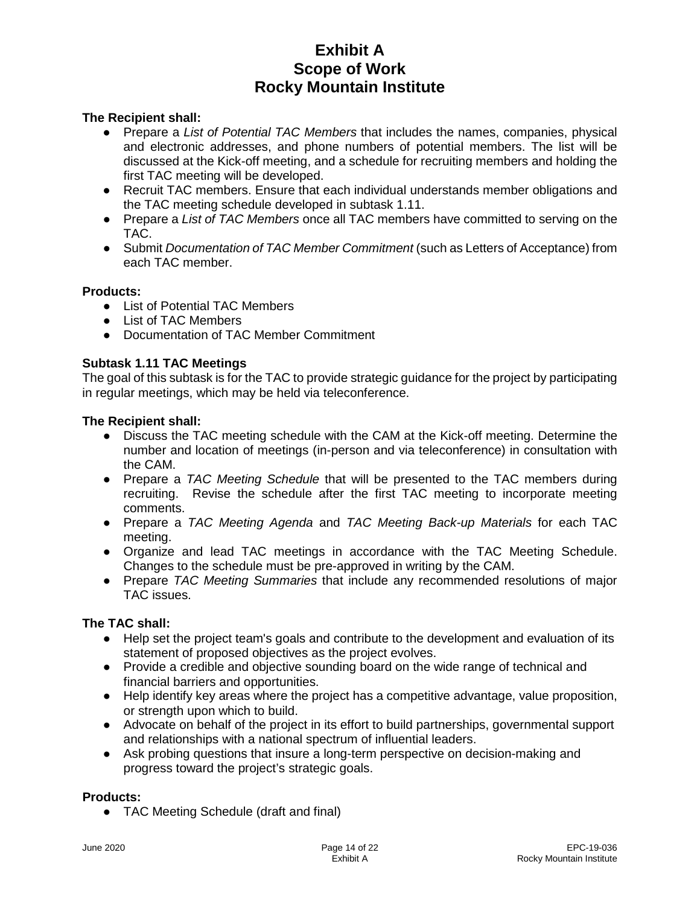**The Recipient shall:**

- Prepare a *List of Potential TAC Members* that includes the names, companies, physical and electronic addresses, and phone numbers of potential members. The list will be discussed at the Kick-off meeting, and a schedule for recruiting members and holding the first TAC meeting will be developed.
- Recruit TAC members. Ensure that each individual understands member obligations and the TAC meeting schedule developed in subtask 1.11.
- Prepare a *List of TAC Members* once all TAC members have committed to serving on the TAC.
- Submit *Documentation of TAC Member Commitment* (such as Letters of Acceptance) from each TAC member.

**Products:**

- List of Potential TAC Members
- List of TAC Members
- Documentation of TAC Member Commitment

### Subtask 1.11 TAC Meetings

The goal of this subtask is for the TAC to provide strategic guidance for the project by participating in regular meetings, which may be held via teleconference.

**The Recipient shall:**

- Discuss the TAC meeting schedule with the CAM at the Kick-off meeting. Determine the number and location of meetings (in-person and via teleconference) in consultation with the CAM.
- Prepare a *TAC Meeting Schedule* that will be presented to the TAC members during recruiting. Revise the schedule after the first TAC meeting to incorporate meeting comments.
- Prepare a *TAC Meeting Agenda* and *TAC Meeting Back-up Materials* for each TAC meeting.
- Organize and lead TAC meetings in accordance with the TAC Meeting Schedule. Changes to the schedule must be pre-approved in writing by the CAM.
- Prepare *TAC Meeting Summaries* that include any recommended resolutions of major TAC issues.

**The TAC shall:**

- Help set the project team's goals and contribute to the development and evaluation of its statement of proposed objectives as the project evolves.
- Provide a credible and objective sounding board on the wide range of technical and financial barriers and opportunities.
- Help identify key areas where the project has a competitive advantage, value proposition, or strength upon which to build.
- Advocate on behalf of the project in its effort to build partnerships, governmental support and relationships with a national spectrum of influential leaders.
- Ask probing questions that insure a long-term perspective on decision-making and progress toward the project's strategic goals.

**Products:**

- TAC Meeting Schedule (draft and final)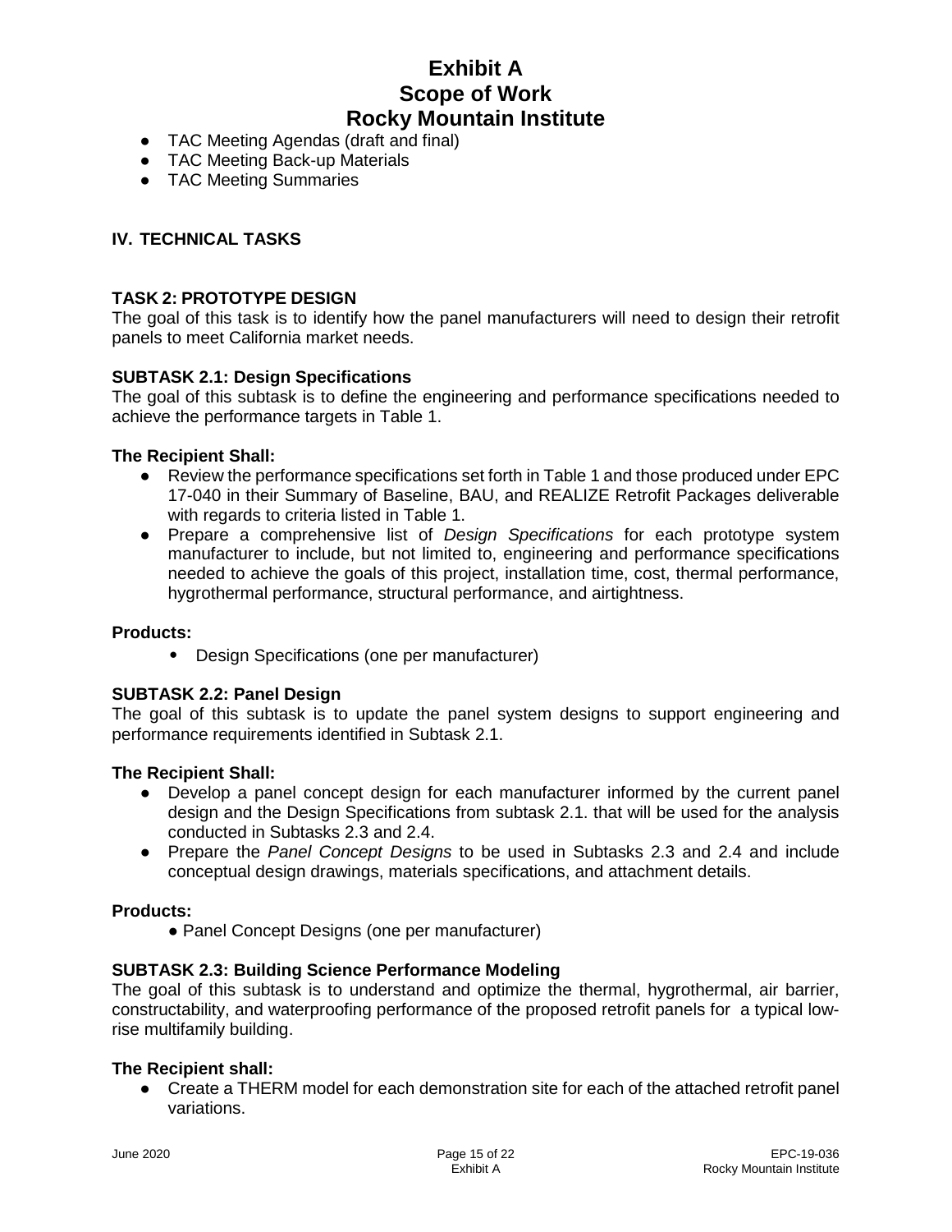- TAC Meeting Agendas (draft and final)
- TAC Meeting Back-up Materials
- TAC Meeting Summaries

## IV. TECHNICAL TASKS

### TASK 2: PROTOTYPE DESIGN

The goal of this task is to identify how the panel manufacturers will need to design their retrofit panels to meet California market needs.

#### SUBTASK 2.1: Design Specifications

The goal of this subtask is to define the engineering and performance specifications needed to achieve the performance targets in Table 1.

**The Recipient Shall:**

- Review the performance specifications set forth in Table 1 and those produced under EPC 17-040 in their Summary of Baseline, BAU, and REALIZE Retrofit Packages deliverable with regards to criteria listed in Table 1.
- Prepare a comprehensive list of *Design Specifications* for each prototype system manufacturer to include, but not limited to, engineering and performance specifications needed to achieve the goals of this project, installation time, cost, thermal performance, hygrothermal performance, structural performance, and airtightness.

**Products:**

- Design Specifications (one per manufacturer)

#### SUBTASK 2.2: Panel Design

The goal of this subtask is to update the panel system designs to support engineering and performance requirements identified in Subtask 2.1.

**The Recipient Shall:**

- Develop a panel concept design for each manufacturer informed by the current panel design and the Design Specifications from subtask 2.1. that will be used for the analysis conducted in Subtasks 2.3 and 2.4.
- Prepare the *Panel Concept Designs* to be used in Subtasks 2.3 and 2.4 and include conceptual design drawings, materials specifications, and attachment details.

**Products:**

- Panel Concept Designs (one per manufacturer)

#### SUBTASK 2.3: Building Science Performance Modeling

The goal of this subtask is to understand and optimize the thermal, hygrothermal, air barrier, constructability, and waterproofing performance of the proposed retrofit panels for a typical low-rise multifamily building.

**The Recipient shall:**

- Create a THERM model for each demonstration site for each of the attached retrofit panel variations.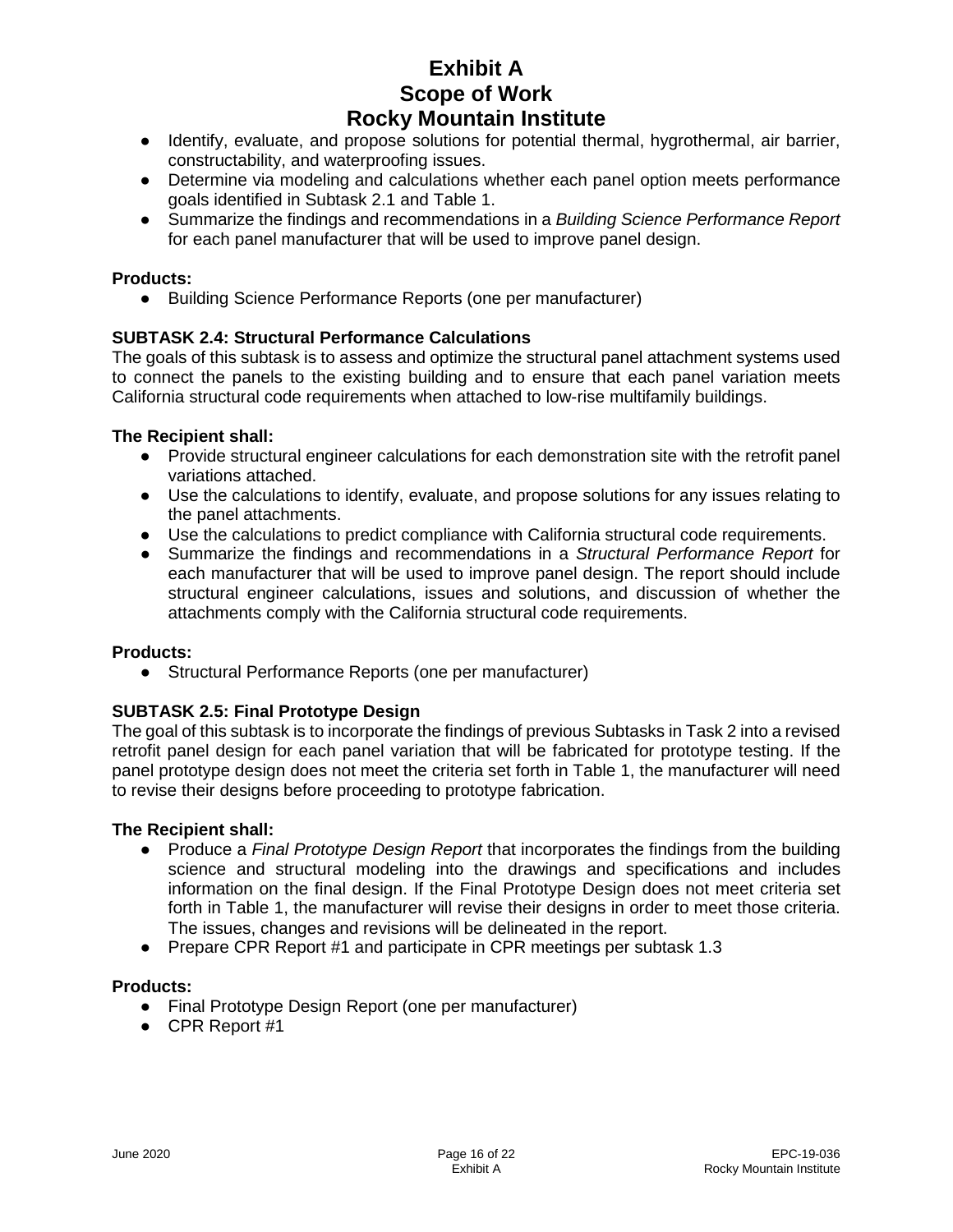- Identify, evaluate, and propose solutions for potential thermal, hygrothermal, air barrier, constructability, and waterproofing issues.
- Determine via modeling and calculations whether each panel option meets performance goals identified in Subtask 2.1 and Table 1.
- Summarize the findings and recommendations in a *Building Science Performance Report* for each panel manufacturer that will be used to improve panel design.

**Products:**

- Building Science Performance Reports (one per manufacturer)

**SUBTASK 2.4: Structural Performance Calculations**

The goals of this subtask is to assess and optimize the structural panel attachment systems used to connect the panels to the existing building and to ensure that each panel variation meets California structural code requirements when attached to low-rise multifamily buildings.

**The Recipient shall:**

- Provide structural engineer calculations for each demonstration site with the retrofit panel variations attached.
- Use the calculations to identify, evaluate, and propose solutions for any issues relating to the panel attachments.
- Use the calculations to predict compliance with California structural code requirements.
- Summarize the findings and recommendations in a *Structural Performance Report* for each manufacturer that will be used to improve panel design. The report should include structural engineer calculations, issues and solutions, and discussion of whether the attachments comply with the California structural code requirements.

**Products:**

- Structural Performance Reports (one per manufacturer)

**SUBTASK 2.5: Final Prototype Design**

The goal of this subtask is to incorporate the findings of previous Subtasks in Task 2 into a revised retrofit panel design for each panel variation that will be fabricated for prototype testing. If the panel prototype design does not meet the criteria set forth in Table 1, the manufacturer will need to revise their designs before proceeding to prototype fabrication.

**The Recipient shall:**

- Produce a *Final Prototype Design Report* that incorporates the findings from the building science and structural modeling into the drawings and specifications and includes information on the final design. If the Final Prototype Design does not meet criteria set forth in Table 1, the manufacturer will revise their designs in order to meet those criteria. The issues, changes and revisions will be delineated in the report.
- Prepare CPR Report #1 and participate in CPR meetings per subtask 1.3

**Products:**

- Final Prototype Design Report (one per manufacturer)
- CPR Report #1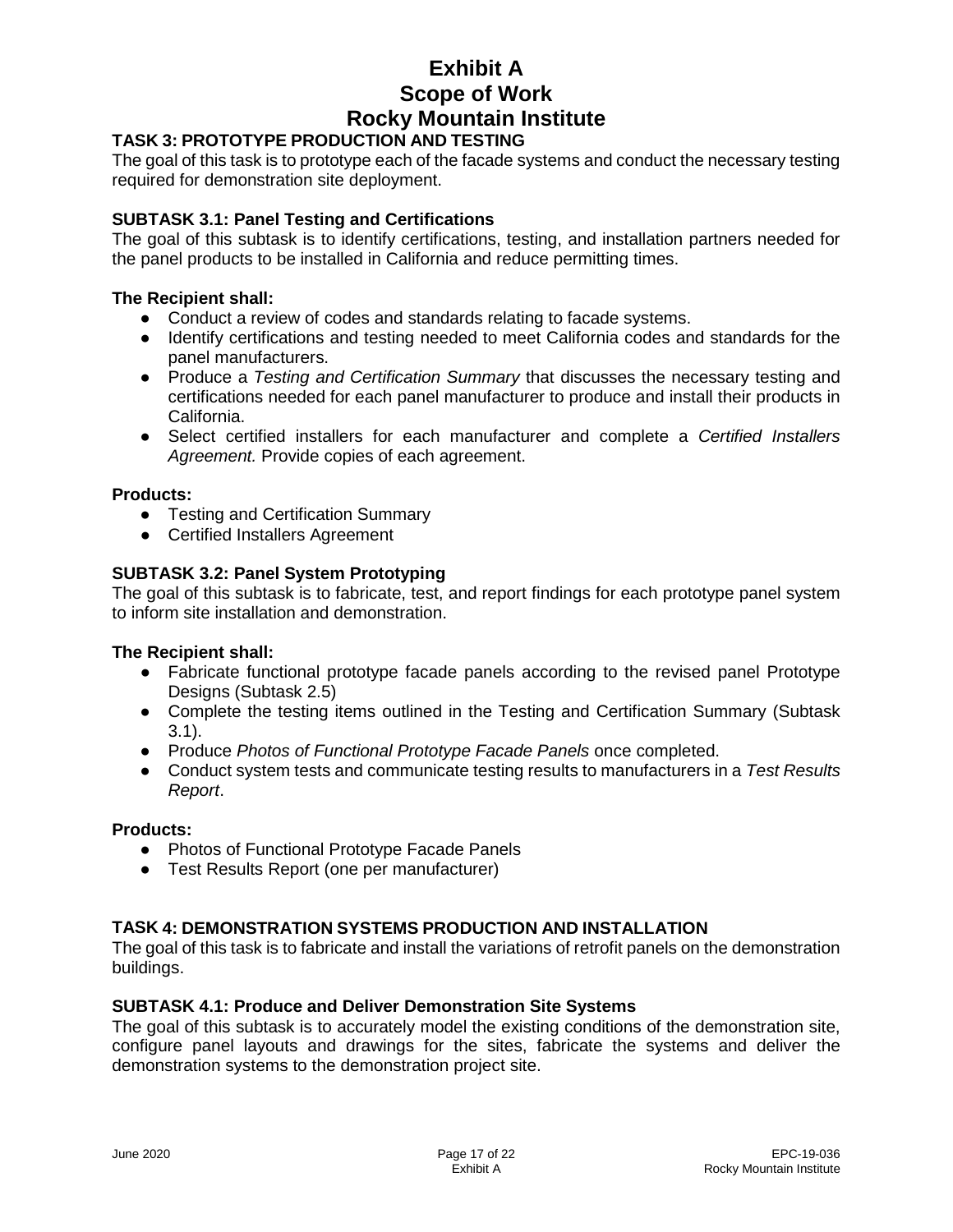# Exhibit A
# Scope of Work
# Rocky Mountain Institute

## TASK 3: PROTOTYPE PRODUCTION AND TESTING

The goal of this task is to prototype each of the facade systems and conduct the necessary testing required for demonstration site deployment.

### SUBTASK 3.1: Panel Testing and Certifications

The goal of this subtask is to identify certifications, testing, and installation partners needed for the panel products to be installed in California and reduce permitting times.

**The Recipient shall:**

- Conduct a review of codes and standards relating to facade systems.
- Identify certifications and testing needed to meet California codes and standards for the panel manufacturers.
- Produce a *Testing and Certification Summary* that discusses the necessary testing and certifications needed for each panel manufacturer to produce and install their products in California.
- Select certified installers for each manufacturer and complete a *Certified Installers Agreement.* Provide copies of each agreement.

**Products:**

- Testing and Certification Summary
- Certified Installers Agreement

### SUBTASK 3.2: Panel System Prototyping

The goal of this subtask is to fabricate, test, and report findings for each prototype panel system to inform site installation and demonstration.

**The Recipient shall:**

- Fabricate functional prototype facade panels according to the revised panel Prototype Designs (Subtask 2.5)
- Complete the testing items outlined in the Testing and Certification Summary (Subtask 3.1).
- Produce *Photos of Functional Prototype Facade Panels* once completed.
- Conduct system tests and communicate testing results to manufacturers in a *Test Results Report*.

**Products:**

- Photos of Functional Prototype Facade Panels
- Test Results Report (one per manufacturer)

## TASK 4: DEMONSTRATION SYSTEMS PRODUCTION AND INSTALLATION

The goal of this task is to fabricate and install the variations of retrofit panels on the demonstration buildings.

### SUBTASK 4.1: Produce and Deliver Demonstration Site Systems

The goal of this subtask is to accurately model the existing conditions of the demonstration site, configure panel layouts and drawings for the sites, fabricate the systems and deliver the demonstration systems to the demonstration project site.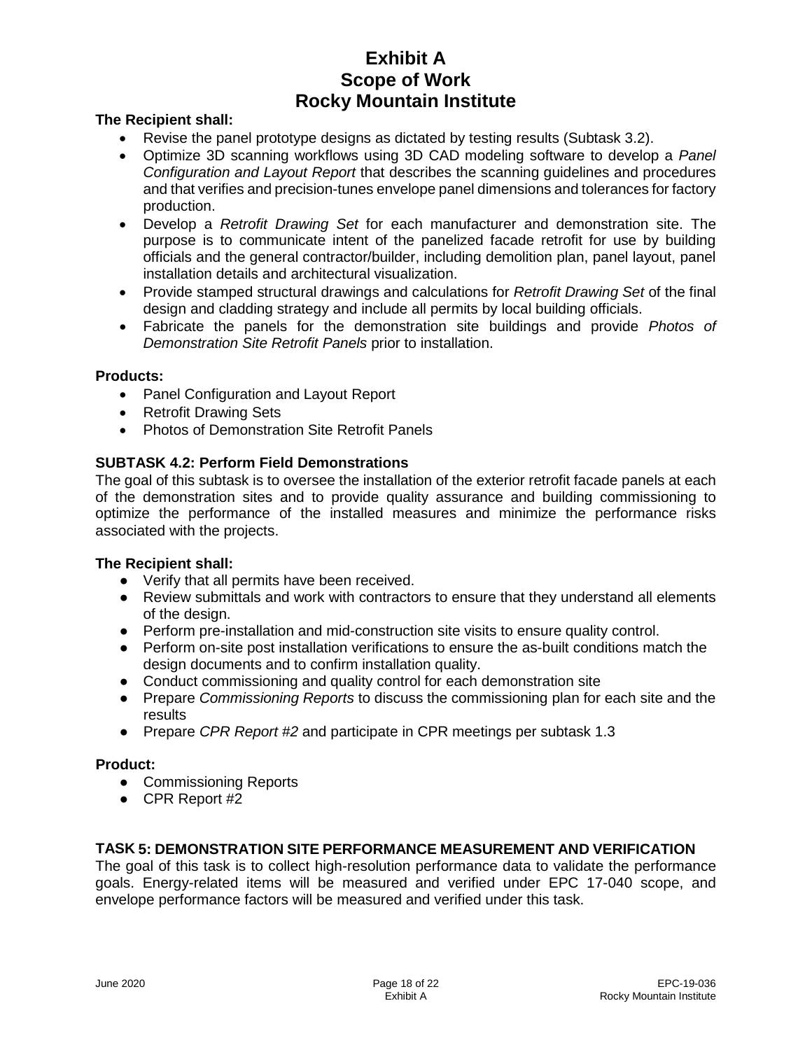**The Recipient shall:**

- Revise the panel prototype designs as dictated by testing results (Subtask 3.2).
- Optimize 3D scanning workflows using 3D CAD modeling software to develop a *Panel Configuration and Layout Report* that describes the scanning guidelines and procedures and that verifies and precision-tunes envelope panel dimensions and tolerances for factory production.
- Develop a *Retrofit Drawing Set* for each manufacturer and demonstration site. The purpose is to communicate intent of the panelized facade retrofit for use by building officials and the general contractor/builder, including demolition plan, panel layout, panel installation details and architectural visualization.
- Provide stamped structural drawings and calculations for *Retrofit Drawing Set* of the final design and cladding strategy and include all permits by local building officials.
- Fabricate the panels for the demonstration site buildings and provide *Photos of Demonstration Site Retrofit Panels* prior to installation.

**Products:**

- Panel Configuration and Layout Report
- Retrofit Drawing Sets
- Photos of Demonstration Site Retrofit Panels

### SUBTASK 4.2: Perform Field Demonstrations

The goal of this subtask is to oversee the installation of the exterior retrofit facade panels at each of the demonstration sites and to provide quality assurance and building commissioning to optimize the performance of the installed measures and minimize the performance risks associated with the projects.

**The Recipient shall:**

- Verify that all permits have been received.
- Review submittals and work with contractors to ensure that they understand all elements of the design.
- Perform pre-installation and mid-construction site visits to ensure quality control.
- Perform on-site post installation verifications to ensure the as-built conditions match the design documents and to confirm installation quality.
- Conduct commissioning and quality control for each demonstration site
- Prepare *Commissioning Reports* to discuss the commissioning plan for each site and the results
- Prepare *CPR Report #2* and participate in CPR meetings per subtask 1.3

**Product:**

- Commissioning Reports
- CPR Report #2

## TASK 5: DEMONSTRATION SITE PERFORMANCE MEASUREMENT AND VERIFICATION

The goal of this task is to collect high-resolution performance data to validate the performance goals. Energy-related items will be measured and verified under EPC 17-040 scope, and envelope performance factors will be measured and verified under this task.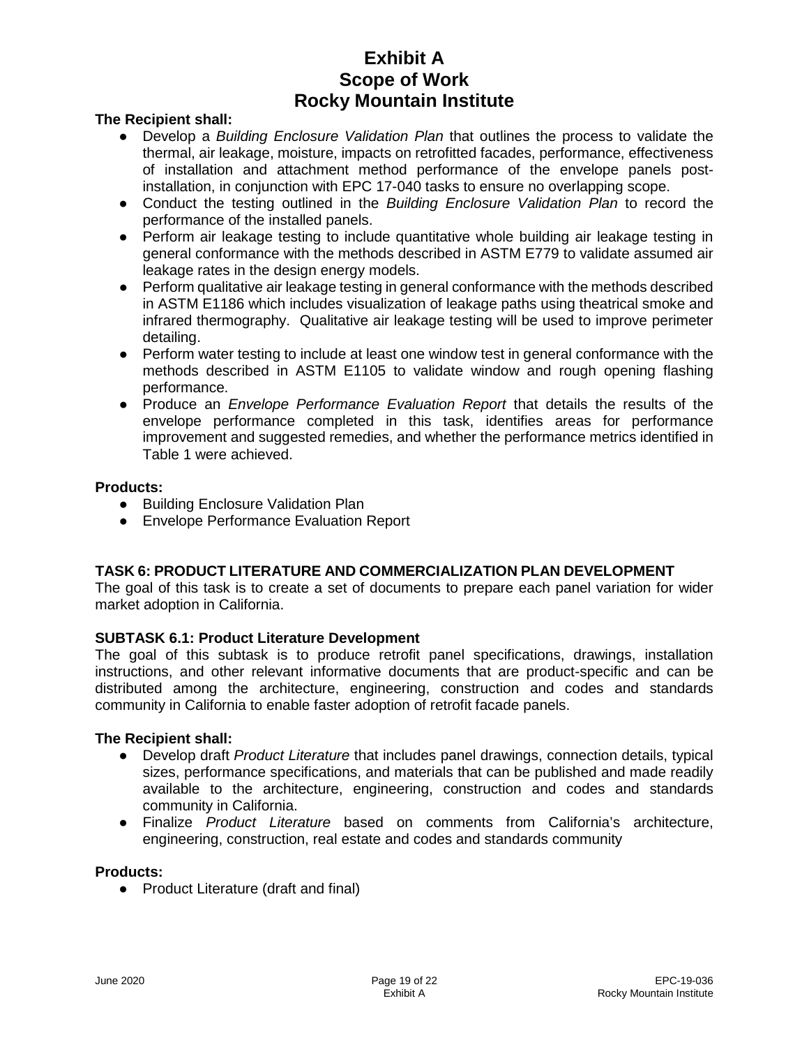**The Recipient shall:**

- Develop a *Building Enclosure Validation Plan* that outlines the process to validate the thermal, air leakage, moisture, impacts on retrofitted facades, performance, effectiveness of installation and attachment method performance of the envelope panels post-installation, in conjunction with EPC 17-040 tasks to ensure no overlapping scope.
- Conduct the testing outlined in the *Building Enclosure Validation Plan* to record the performance of the installed panels.
- Perform air leakage testing to include quantitative whole building air leakage testing in general conformance with the methods described in ASTM E779 to validate assumed air leakage rates in the design energy models.
- Perform qualitative air leakage testing in general conformance with the methods described in ASTM E1186 which includes visualization of leakage paths using theatrical smoke and infrared thermography. Qualitative air leakage testing will be used to improve perimeter detailing.
- Perform water testing to include at least one window test in general conformance with the methods described in ASTM E1105 to validate window and rough opening flashing performance.
- Produce an *Envelope Performance Evaluation Report* that details the results of the envelope performance completed in this task, identifies areas for performance improvement and suggested remedies, and whether the performance metrics identified in Table 1 were achieved.

**Products:**

- Building Enclosure Validation Plan
- Envelope Performance Evaluation Report

## TASK 6: PRODUCT LITERATURE AND COMMERCIALIZATION PLAN DEVELOPMENT

The goal of this task is to create a set of documents to prepare each panel variation for wider market adoption in California.

### SUBTASK 6.1: Product Literature Development

The goal of this subtask is to produce retrofit panel specifications, drawings, installation instructions, and other relevant informative documents that are product-specific and can be distributed among the architecture, engineering, construction and codes and standards community in California to enable faster adoption of retrofit facade panels.

**The Recipient shall:**

- Develop draft *Product Literature* that includes panel drawings, connection details, typical sizes, performance specifications, and materials that can be published and made readily available to the architecture, engineering, construction and codes and standards community in California.
- Finalize *Product Literature* based on comments from California's architecture, engineering, construction, real estate and codes and standards community

**Products:**

- Product Literature (draft and final)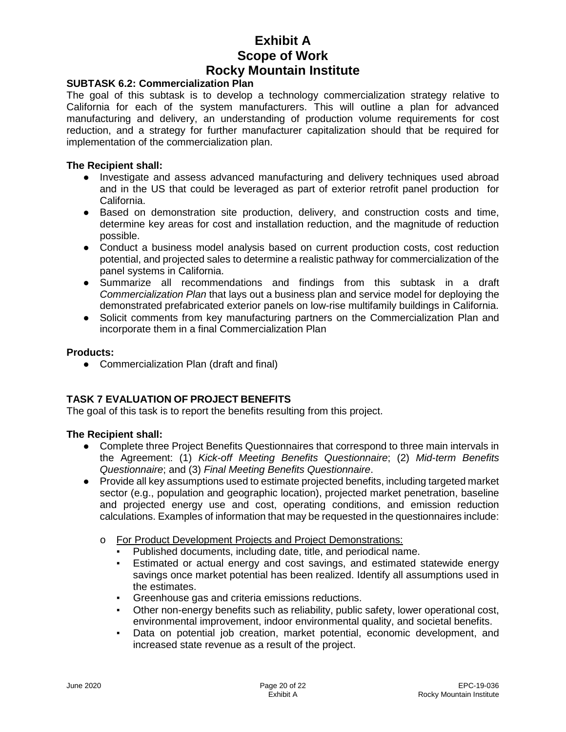### SUBTASK 6.2: Commercialization Plan

The goal of this subtask is to develop a technology commercialization strategy relative to California for each of the system manufacturers. This will outline a plan for advanced manufacturing and delivery, an understanding of production volume requirements for cost reduction, and a strategy for further manufacturer capitalization should that be required for implementation of the commercialization plan.

**The Recipient shall:**

- Investigate and assess advanced manufacturing and delivery techniques used abroad and in the US that could be leveraged as part of exterior retrofit panel production for California.
- Based on demonstration site production, delivery, and construction costs and time, determine key areas for cost and installation reduction, and the magnitude of reduction possible.
- Conduct a business model analysis based on current production costs, cost reduction potential, and projected sales to determine a realistic pathway for commercialization of the panel systems in California.
- Summarize all recommendations and findings from this subtask in a draft *Commercialization Plan* that lays out a business plan and service model for deploying the demonstrated prefabricated exterior panels on low-rise multifamily buildings in California.
- Solicit comments from key manufacturing partners on the Commercialization Plan and incorporate them in a final Commercialization Plan

**Products:**

- Commercialization Plan (draft and final)

## TASK 7 EVALUATION OF PROJECT BENEFITS

The goal of this task is to report the benefits resulting from this project.

**The Recipient shall:**

- Complete three Project Benefits Questionnaires that correspond to three main intervals in the Agreement: (1) *Kick-off Meeting Benefits Questionnaire*; (2) *Mid-term Benefits Questionnaire*; and (3) *Final Meeting Benefits Questionnaire*.
- Provide all key assumptions used to estimate projected benefits, including targeted market sector (e.g., population and geographic location), projected market penetration, baseline and projected energy use and cost, operating conditions, and emission reduction calculations. Examples of information that may be requested in the questionnaires include:
  - <u>For Product Development Projects and Project Demonstrations:</u>
    - Published documents, including date, title, and periodical name.
    - Estimated or actual energy and cost savings, and estimated statewide energy savings once market potential has been realized. Identify all assumptions used in the estimates.
    - Greenhouse gas and criteria emissions reductions.
    - Other non-energy benefits such as reliability, public safety, lower operational cost, environmental improvement, indoor environmental quality, and societal benefits.
    - Data on potential job creation, market potential, economic development, and increased state revenue as a result of the project.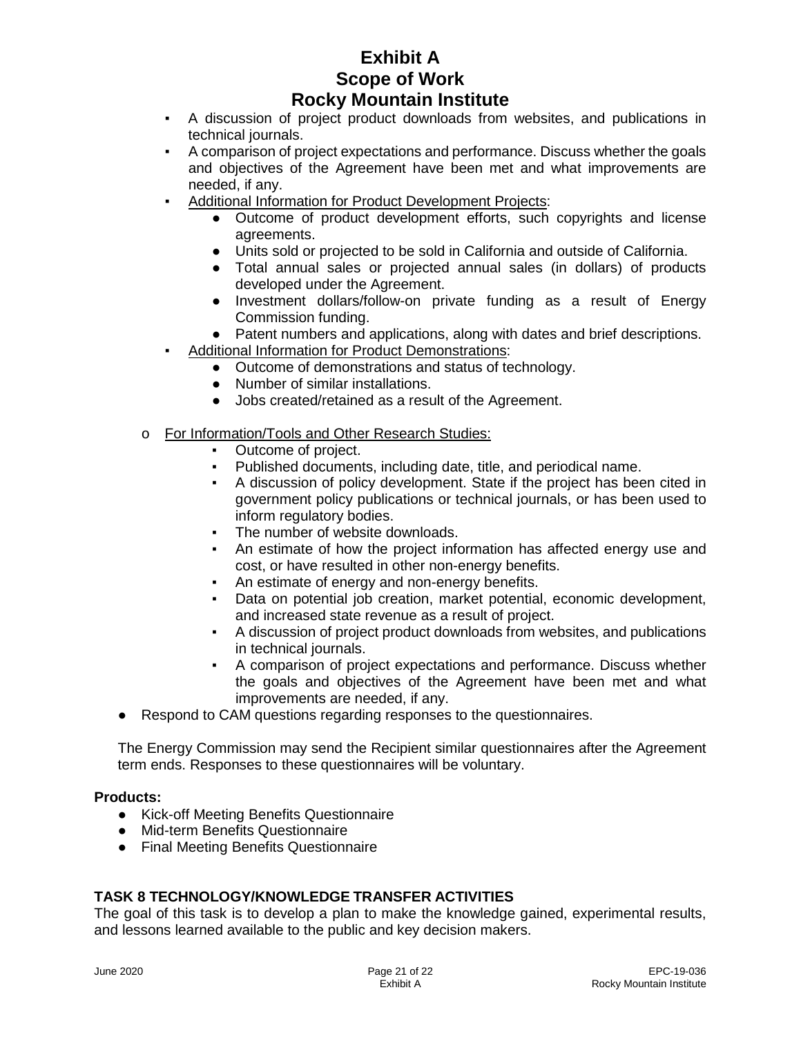- A discussion of project product downloads from websites, and publications in technical journals.
- A comparison of project expectations and performance. Discuss whether the goals and objectives of the Agreement have been met and what improvements are needed, if any.
- Additional Information for Product Development Projects:
  - Outcome of product development efforts, such copyrights and license agreements.
  - Units sold or projected to be sold in California and outside of California.
  - Total annual sales or projected annual sales (in dollars) of products developed under the Agreement.
  - Investment dollars/follow-on private funding as a result of Energy Commission funding.
  - Patent numbers and applications, along with dates and brief descriptions.
- Additional Information for Product Demonstrations:
  - Outcome of demonstrations and status of technology.
  - Number of similar installations.
  - Jobs created/retained as a result of the Agreement.

- For Information/Tools and Other Research Studies:
  - Outcome of project.
  - Published documents, including date, title, and periodical name.
  - A discussion of policy development. State if the project has been cited in government policy publications or technical journals, or has been used to inform regulatory bodies.
  - The number of website downloads.
  - An estimate of how the project information has affected energy use and cost, or have resulted in other non-energy benefits.
  - An estimate of energy and non-energy benefits.
  - Data on potential job creation, market potential, economic development, and increased state revenue as a result of project.
  - A discussion of project product downloads from websites, and publications in technical journals.
  - A comparison of project expectations and performance. Discuss whether the goals and objectives of the Agreement have been met and what improvements are needed, if any.

- Respond to CAM questions regarding responses to the questionnaires.

The Energy Commission may send the Recipient similar questionnaires after the Agreement term ends. Responses to these questionnaires will be voluntary.

**Products:**

- Kick-off Meeting Benefits Questionnaire
- Mid-term Benefits Questionnaire
- Final Meeting Benefits Questionnaire

## TASK 8 TECHNOLOGY/KNOWLEDGE TRANSFER ACTIVITIES

The goal of this task is to develop a plan to make the knowledge gained, experimental results, and lessons learned available to the public and key decision makers.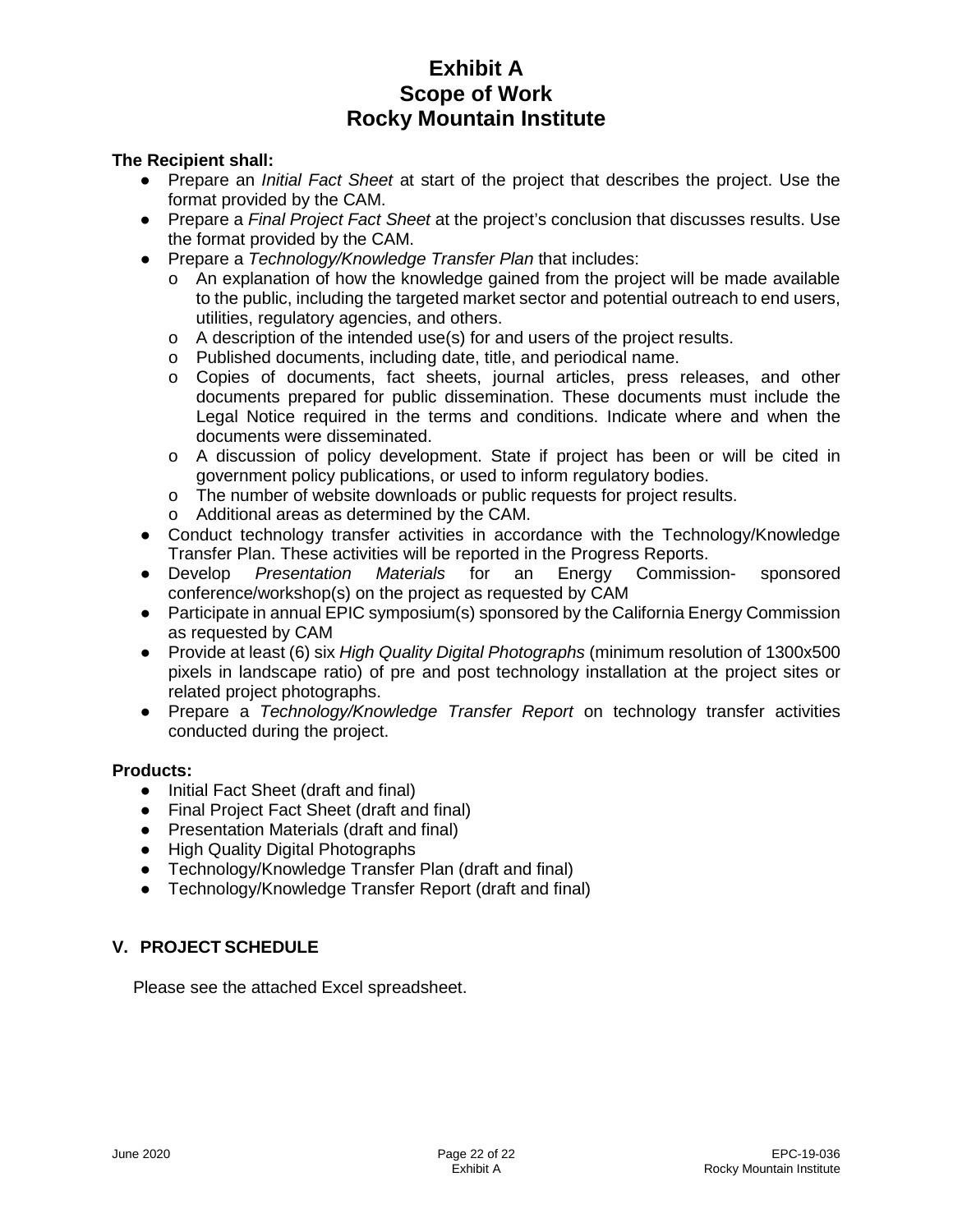**The Recipient shall:**

- Prepare an *Initial Fact Sheet* at start of the project that describes the project. Use the format provided by the CAM.
- Prepare a *Final Project Fact Sheet* at the project's conclusion that discusses results. Use the format provided by the CAM.
- Prepare a *Technology/Knowledge Transfer Plan* that includes:
  - o An explanation of how the knowledge gained from the project will be made available to the public, including the targeted market sector and potential outreach to end users, utilities, regulatory agencies, and others.
  - o A description of the intended use(s) for and users of the project results.
  - o Published documents, including date, title, and periodical name.
  - o Copies of documents, fact sheets, journal articles, press releases, and other documents prepared for public dissemination. These documents must include the Legal Notice required in the terms and conditions. Indicate where and when the documents were disseminated.
  - o A discussion of policy development. State if project has been or will be cited in government policy publications, or used to inform regulatory bodies.
  - o The number of website downloads or public requests for project results.
  - o Additional areas as determined by the CAM.
- Conduct technology transfer activities in accordance with the Technology/Knowledge Transfer Plan. These activities will be reported in the Progress Reports.
- Develop *Presentation Materials* for an Energy Commission- sponsored conference/workshop(s) on the project as requested by CAM
- Participate in annual EPIC symposium(s) sponsored by the California Energy Commission as requested by CAM
- Provide at least (6) six *High Quality Digital Photographs* (minimum resolution of 1300x500 pixels in landscape ratio) of pre and post technology installation at the project sites or related project photographs.
- Prepare a *Technology/Knowledge Transfer Report* on technology transfer activities conducted during the project.

**Products:**

- Initial Fact Sheet (draft and final)
- Final Project Fact Sheet (draft and final)
- Presentation Materials (draft and final)
- High Quality Digital Photographs
- Technology/Knowledge Transfer Plan (draft and final)
- Technology/Knowledge Transfer Report (draft and final)

## V. PROJECT SCHEDULE

Please see the attached Excel spreadsheet.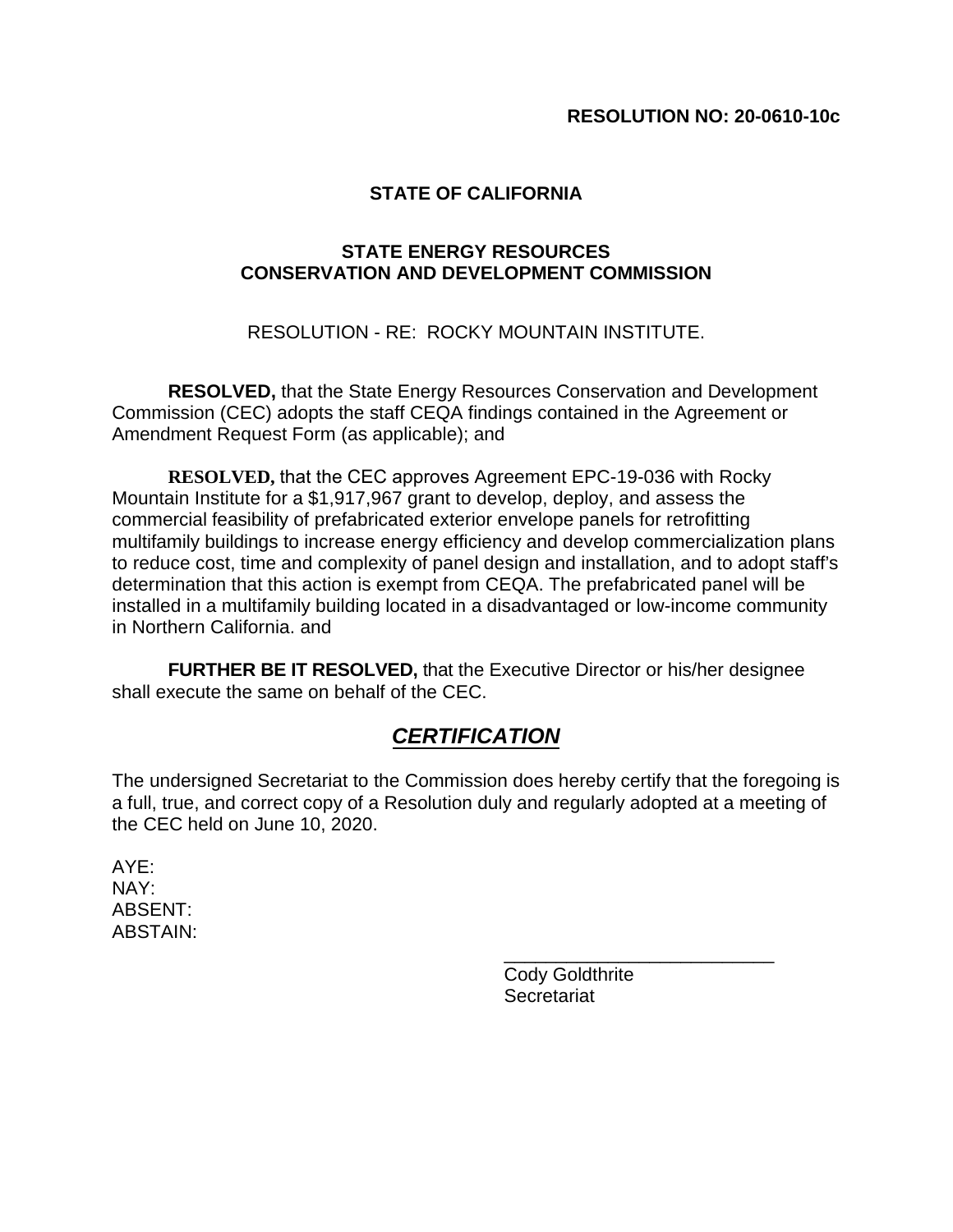**RESOLUTION NO: 20-0610-10c**

**STATE OF CALIFORNIA**

**STATE ENERGY RESOURCES**
**CONSERVATION AND DEVELOPMENT COMMISSION**

RESOLUTION - RE: ROCKY MOUNTAIN INSTITUTE.

**RESOLVED,** that the State Energy Resources Conservation and Development Commission (CEC) adopts the staff CEQA findings contained in the Agreement or Amendment Request Form (as applicable); and

**RESOLVED,** that the CEC approves Agreement EPC-19-036 with Rocky Mountain Institute for a $1,917,967 grant to develop, deploy, and assess the commercial feasibility of prefabricated exterior envelope panels for retrofitting multifamily buildings to increase energy efficiency and develop commercialization plans to reduce cost, time and complexity of panel design and installation, and to adopt staff's determination that this action is exempt from CEQA. The prefabricated panel will be installed in a multifamily building located in a disadvantaged or low-income community in Northern California. and

**FURTHER BE IT RESOLVED,** that the Executive Director or his/her designee shall execute the same on behalf of the CEC.

## ***CERTIFICATION***

The undersigned Secretariat to the Commission does hereby certify that the foregoing is a full, true, and correct copy of a Resolution duly and regularly adopted at a meeting of the CEC held on June 10, 2020.

AYE:
NAY:
ABSENT:
ABSTAIN:

\_\_\_\_\_\_\_\_\_\_\_\_\_\_\_\_\_\_\_\_\_\_\_\_\_\_\_
Cody Goldthrite
Secretariat